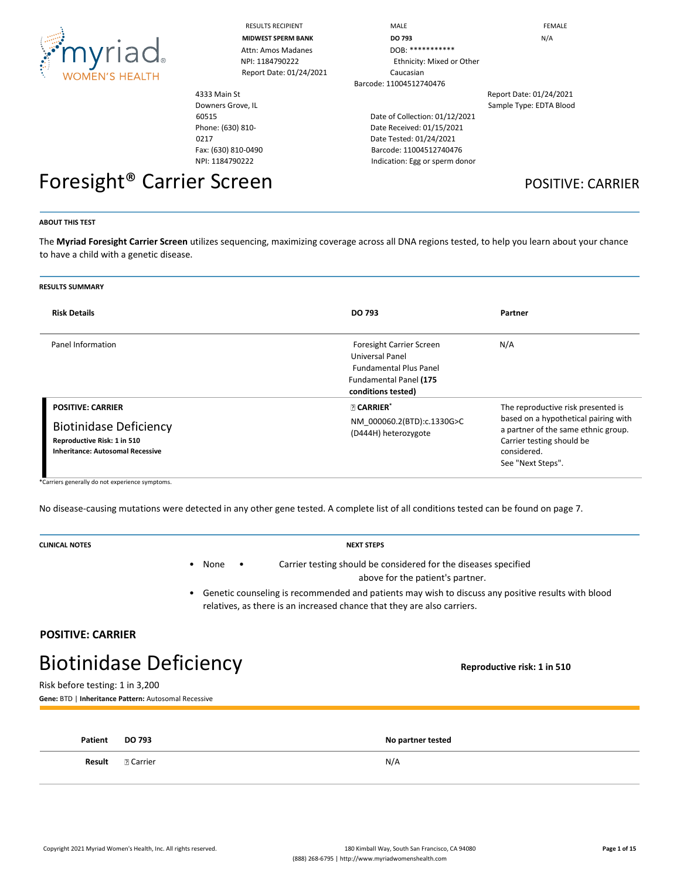myriad WOMEN'S HEALTH

| RESULTS RECIPIENT | MALE | FEMALE |
| --- | --- | --- |
| **MIDWEST SPERM BANK** | **DO 793** | N/A |
| Attn: Amos Madanes | DOB: *********** | |
| NPI: 1184790222 | Ethnicity: Mixed or Other Caucasian | |
| Report Date: 01/24/2021 | Barcode: 11004512740476 | |

4333 Main St
Downers Grove, IL 60515
Phone: (630) 810-0217
Fax: (630) 810-0490
NPI: 1184790222

Date of Collection: 01/12/2021
Date Received: 01/15/2021
Date Tested: 01/24/2021
Barcode: 11004512740476
Indication: Egg or sperm donor

Report Date: 01/24/2021
Sample Type: EDTA Blood

# Foresight® Carrier Screen

**POSITIVE: CARRIER**

**ABOUT THIS TEST**

The **Myriad Foresight Carrier Screen** utilizes sequencing, maximizing coverage across all DNA regions tested, to help you learn about your chance to have a child with a genetic disease.

**RESULTS SUMMARY**

| Risk Details | DO 793 | Partner |
| --- | --- | --- |
| Panel Information | Foresight Carrier Screen Universal Panel Fundamental Plus Panel Fundamental Panel **(175 conditions tested)** | N/A |
| **POSITIVE: CARRIER** Biotinidase Deficiency **Reproductive Risk: 1 in 510** **Inheritance: Autosomal Recessive** | **CARRIER*** NM_000060.2(BTD):c.1330G>C (D444H) heterozygote | The reproductive risk presented is based on a hypothetical pairing with a partner of the same ethnic group. Carrier testing should be considered. See "Next Steps". |

*Carriers generally do not experience symptoms.

No disease-causing mutations were detected in any other gene tested. A complete list of all conditions tested can be found on page 7.

**CLINICAL NOTES**

- None

**NEXT STEPS**

- Carrier testing should be considered for the diseases specified above for the patient's partner.
- Genetic counseling is recommended and patients may wish to discuss any positive results with blood relatives, as there is an increased chance that they are also carriers.

**POSITIVE: CARRIER**

## Biotinidase Deficiency

**Reproductive risk: 1 in 510**

Risk before testing: 1 in 3,200

**Gene:** BTD | **Inheritance Pattern:** Autosomal Recessive

| Patient | DO 793 | No partner tested |
| --- | --- | --- |
| **Result** | Carrier | N/A |

Copyright 2021 Myriad Women's Health, Inc. All rights reserved. 180 Kimball Way, South San Francisco, CA 94080 (888) 268-6795 | http://www.myriadwomenshealth.com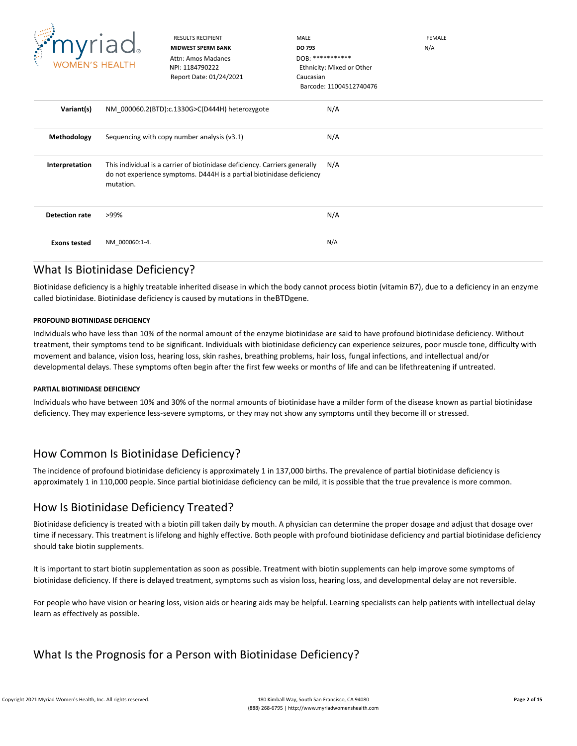| RESULTS RECIPIENT | MALE | FEMALE |
|---|---|---|
| **MIDWEST SPERM BANK** | **DO 793** | N/A |
| Attn: Amos Madanes | DOB: *********** | |
| NPI: 1184790222 | Ethnicity: Mixed or Other Caucasian | |
| Report Date: 01/24/2021 | Barcode: 11004512740476 | |

| | | |
|---|---|---|
| **Variant(s)** | NM_000060.2(BTD):c.1330G>C(D444H) heterozygote | N/A |
| **Methodology** | Sequencing with copy number analysis (v3.1) | N/A |
| **Interpretation** | This individual is a carrier of biotinidase deficiency. Carriers generally do not experience symptoms. D444H is a partial biotinidase deficiency mutation. | N/A |
| **Detection rate** | >99% | N/A |
| **Exons tested** | NM_000060:1-4. | N/A |

## What Is Biotinidase Deficiency?

Biotinidase deficiency is a highly treatable inherited disease in which the body cannot process biotin (vitamin B7), due to a deficiency in an enzyme called biotinidase. Biotinidase deficiency is caused by mutations in theBTDgene.

#### PROFOUND BIOTINIDASE DEFICIENCY

Individuals who have less than 10% of the normal amount of the enzyme biotinidase are said to have profound biotinidase deficiency. Without treatment, their symptoms tend to be significant. Individuals with biotinidase deficiency can experience seizures, poor muscle tone, difficulty with movement and balance, vision loss, hearing loss, skin rashes, breathing problems, hair loss, fungal infections, and intellectual and/or developmental delays. These symptoms often begin after the first few weeks or months of life and can be lifethreatening if untreated.

#### PARTIAL BIOTINIDASE DEFICIENCY

Individuals who have between 10% and 30% of the normal amounts of biotinidase have a milder form of the disease known as partial biotinidase deficiency. They may experience less-severe symptoms, or they may not show any symptoms until they become ill or stressed.

## How Common Is Biotinidase Deficiency?

The incidence of profound biotinidase deficiency is approximately 1 in 137,000 births. The prevalence of partial biotinidase deficiency is approximately 1 in 110,000 people. Since partial biotinidase deficiency can be mild, it is possible that the true prevalence is more common.

## How Is Biotinidase Deficiency Treated?

Biotinidase deficiency is treated with a biotin pill taken daily by mouth. A physician can determine the proper dosage and adjust that dosage over time if necessary. This treatment is lifelong and highly effective. Both people with profound biotinidase deficiency and partial biotinidase deficiency should take biotin supplements.

It is important to start biotin supplementation as soon as possible. Treatment with biotin supplements can help improve some symptoms of biotinidase deficiency. If there is delayed treatment, symptoms such as vision loss, hearing loss, and developmental delay are not reversible.

For people who have vision or hearing loss, vision aids or hearing aids may be helpful. Learning specialists can help patients with intellectual delay learn as effectively as possible.

## What Is the Prognosis for a Person with Biotinidase Deficiency?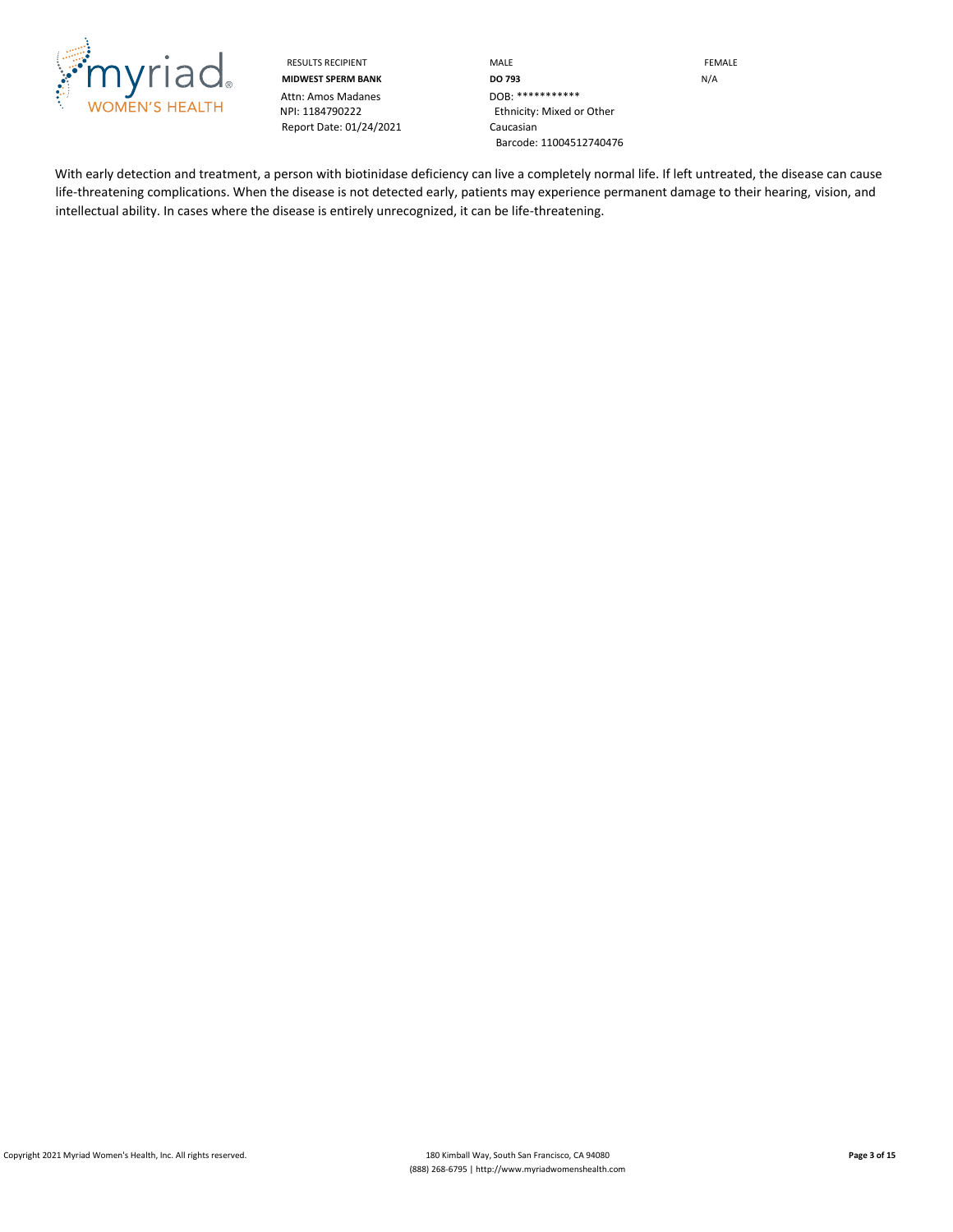| RESULTS RECIPIENT | MALE | FEMALE |
| --- | --- | --- |
| **MIDWEST SPERM BANK** | **DO 793** | N/A |
| Attn: Amos Madanes | DOB: *********** | |
| NPI: 1184790222 | Ethnicity: Mixed or Other Caucasian | |
| Report Date: 01/24/2021 | Barcode: 11004512740476 | |

With early detection and treatment, a person with biotinidase deficiency can live a completely normal life. If left untreated, the disease can cause life-threatening complications. When the disease is not detected early, patients may experience permanent damage to their hearing, vision, and intellectual ability. In cases where the disease is entirely unrecognized, it can be life-threatening.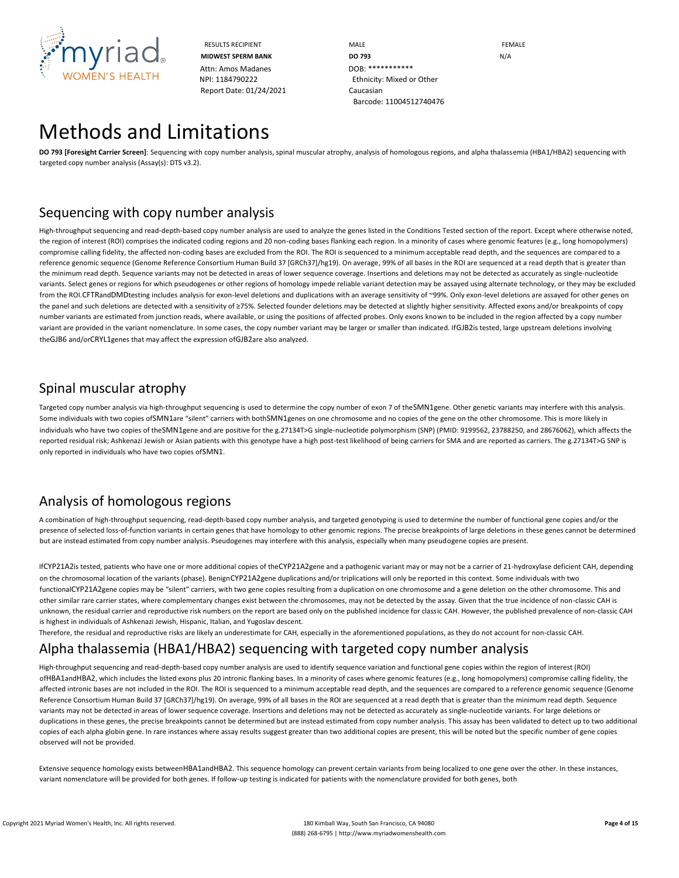RESULTS RECIPIENT
**MIDWEST SPERM BANK**
Attn: Amos Madanes
NPI: 1184790222
Report Date: 01/24/2021

MALE
**DO 793**
DOB: ***********
Ethnicity: Mixed or Other Caucasian
Barcode: 11004512740476

FEMALE
N/A

# Methods and Limitations

**DO 793 [Foresight Carrier Screen]**: Sequencing with copy number analysis, spinal muscular atrophy, analysis of homologous regions, and alpha thalassemia (HBA1/HBA2) sequencing with targeted copy number analysis (Assay(s): DTS v3.2).

## Sequencing with copy number analysis

High-throughput sequencing and read-depth-based copy number analysis are used to analyze the genes listed in the Conditions Tested section of the report. Except where otherwise noted, the region of interest (ROI) comprises the indicated coding regions and 20 non-coding bases flanking each region. In a minority of cases where genomic features (e.g., long homopolymers) compromise calling fidelity, the affected non-coding bases are excluded from the ROI. The ROI is sequenced to a minimum acceptable read depth, and the sequences are compared to a reference genomic sequence (Genome Reference Consortium Human Build 37 [GRCh37]/hg19). On average, 99% of all bases in the ROI are sequenced at a read depth that is greater than the minimum read depth. Sequence variants may not be detected in areas of lower sequence coverage. Insertions and deletions may not be detected as accurately as single-nucleotide variants. Select genes or regions for which pseudogenes or other regions of homology impede reliable variant detection may be assayed using alternate technology, or they may be excluded from the ROI.CFTRandDMDtesting includes analysis for exon-level deletions and duplications with an average sensitivity of ~99%. Only exon-level deletions are assayed for other genes on the panel and such deletions are detected with a sensitivity of ≥75%. Selected founder deletions may be detected at slightly higher sensitivity. Affected exons and/or breakpoints of copy number variants are estimated from junction reads, where available, or using the positions of affected probes. Only exons known to be included in the region affected by a copy number variant are provided in the variant nomenclature. In some cases, the copy number variant may be larger or smaller than indicated. IfGJB2is tested, large upstream deletions involving theGJB6 and/orCRYL1genes that may affect the expression ofGJB2are also analyzed.

## Spinal muscular atrophy

Targeted copy number analysis via high-throughput sequencing is used to determine the copy number of exon 7 of theSMN1gene. Other genetic variants may interfere with this analysis. Some individuals with two copies ofSMN1are "silent" carriers with bothSMN1genes on one chromosome and no copies of the gene on the other chromosome. This is more likely in individuals who have two copies of theSMN1gene and are positive for the g.27134T>G single-nucleotide polymorphism (SNP) (PMID: 9199562, 23788250, and 28676062), which affects the reported residual risk; Ashkenazi Jewish or Asian patients with this genotype have a high post-test likelihood of being carriers for SMA and are reported as carriers. The g.27134T>G SNP is only reported in individuals who have two copies ofSMN1.

## Analysis of homologous regions

A combination of high-throughput sequencing, read-depth-based copy number analysis, and targeted genotyping is used to determine the number of functional gene copies and/or the presence of selected loss-of-function variants in certain genes that have homology to other genomic regions. The precise breakpoints of large deletions in these genes cannot be determined but are instead estimated from copy number analysis. Pseudogenes may interfere with this analysis, especially when many pseudogene copies are present.

IfCYP21A2is tested, patients who have one or more additional copies of theCYP21A2gene and a pathogenic variant may or may not be a carrier of 21-hydroxylase deficient CAH, depending on the chromosomal location of the variants (phase). BenignCYP21A2gene duplications and/or triplications will only be reported in this context. Some individuals with two functionalCYP21A2gene copies may be "silent" carriers, with two gene copies resulting from a duplication on one chromosome and a gene deletion on the other chromosome. This and other similar rare carrier states, where complementary changes exist between the chromosomes, may not be detected by the assay. Given that the true incidence of non-classic CAH is unknown, the residual carrier and reproductive risk numbers on the report are based only on the published incidence for classic CAH. However, the published prevalence of non-classic CAH is highest in individuals of Ashkenazi Jewish, Hispanic, Italian, and Yugoslav descent.
Therefore, the residual and reproductive risks are likely an underestimate for CAH, especially in the aforementioned populations, as they do not account for non-classic CAH.

## Alpha thalassemia (HBA1/HBA2) sequencing with targeted copy number analysis

High-throughput sequencing and read-depth-based copy number analysis are used to identify sequence variation and functional gene copies within the region of interest (ROI) ofHBA1andHBA2, which includes the listed exons plus 20 intronic flanking bases. In a minority of cases where genomic features (e.g., long homopolymers) compromise calling fidelity, the affected intronic bases are not included in the ROI. The ROI is sequenced to a minimum acceptable read depth, and the sequences are compared to a reference genomic sequence (Genome Reference Consortium Human Build 37 [GRCh37]/hg19). On average, 99% of all bases in the ROI are sequenced at a read depth that is greater than the minimum read depth. Sequence variants may not be detected in areas of lower sequence coverage. Insertions and deletions may not be detected as accurately as single-nucleotide variants. For large deletions or duplications in these genes, the precise breakpoints cannot be determined but are instead estimated from copy number analysis. This assay has been validated to detect up to two additional copies of each alpha globin gene. In rare instances where assay results suggest greater than two additional copies are present, this will be noted but the specific number of gene copies observed will not be provided.

Extensive sequence homology exists betweenHBA1andHBA2. This sequence homology can prevent certain variants from being localized to one gene over the other. In these instances, variant nomenclature will be provided for both genes. If follow-up testing is indicated for patients with the nomenclature provided for both genes, both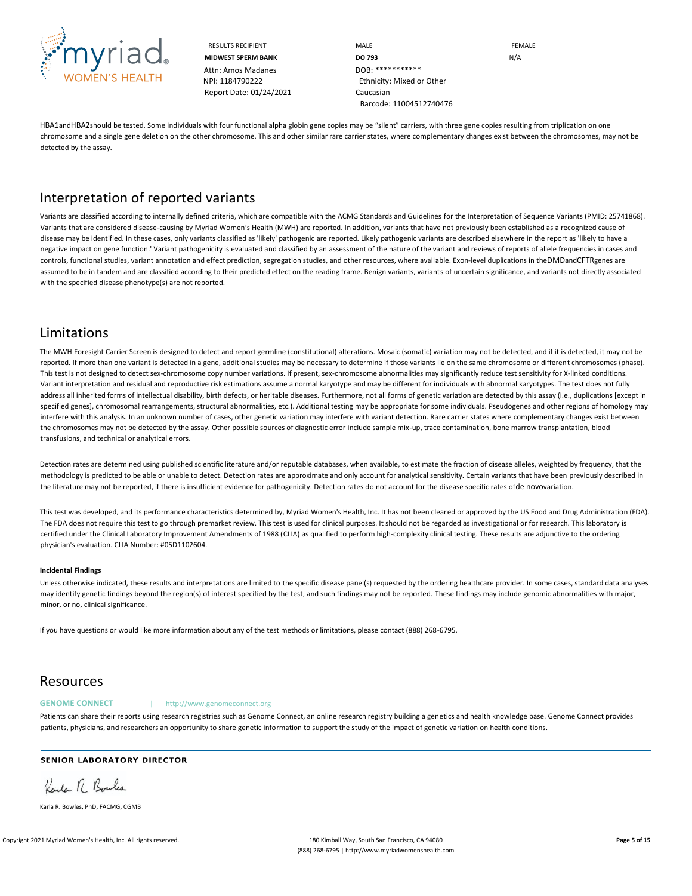| RESULTS RECIPIENT | MALE | FEMALE |
| --- | --- | --- |
| **MIDWEST SPERM BANK** | **DO 793** | N/A |
| Attn: Amos Madanes | DOB: *********** | |
| NPI: 1184790222 | Ethnicity: Mixed or Other Caucasian | |
| Report Date: 01/24/2021 | Barcode: 11004512740476 | |

HBA1andHBA2should be tested. Some individuals with four functional alpha globin gene copies may be "silent" carriers, with three gene copies resulting from triplication on one chromosome and a single gene deletion on the other chromosome. This and other similar rare carrier states, where complementary changes exist between the chromosomes, may not be detected by the assay.

# Interpretation of reported variants

Variants are classified according to internally defined criteria, which are compatible with the ACMG Standards and Guidelines for the Interpretation of Sequence Variants (PMID: 25741868). Variants that are considered disease-causing by Myriad Women's Health (MWH) are reported. In addition, variants that have not previously been established as a recognized cause of disease may be identified. In these cases, only variants classified as 'likely' pathogenic are reported. Likely pathogenic variants are described elsewhere in the report as 'likely to have a negative impact on gene function.' Variant pathogenicity is evaluated and classified by an assessment of the nature of the variant and reviews of reports of allele frequencies in cases and controls, functional studies, variant annotation and effect prediction, segregation studies, and other resources, where available. Exon-level duplications in theDMDandCFTRgenes are assumed to be in tandem and are classified according to their predicted effect on the reading frame. Benign variants, variants of uncertain significance, and variants not directly associated with the specified disease phenotype(s) are not reported.

# Limitations

The MWH Foresight Carrier Screen is designed to detect and report germline (constitutional) alterations. Mosaic (somatic) variation may not be detected, and if it is detected, it may not be reported. If more than one variant is detected in a gene, additional studies may be necessary to determine if those variants lie on the same chromosome or different chromosomes (phase). This test is not designed to detect sex-chromosome copy number variations. If present, sex-chromosome abnormalities may significantly reduce test sensitivity for X-linked conditions. Variant interpretation and residual and reproductive risk estimations assume a normal karyotype and may be different for individuals with abnormal karyotypes. The test does not fully address all inherited forms of intellectual disability, birth defects, or heritable diseases. Furthermore, not all forms of genetic variation are detected by this assay (i.e., duplications [except in specified genes], chromosomal rearrangements, structural abnormalities, etc.). Additional testing may be appropriate for some individuals. Pseudogenes and other regions of homology may interfere with this analysis. In an unknown number of cases, other genetic variation may interfere with variant detection. Rare carrier states where complementary changes exist between the chromosomes may not be detected by the assay. Other possible sources of diagnostic error include sample mix-up, trace contamination, bone marrow transplantation, blood transfusions, and technical or analytical errors.

Detection rates are determined using published scientific literature and/or reputable databases, when available, to estimate the fraction of disease alleles, weighted by frequency, that the methodology is predicted to be able or unable to detect. Detection rates are approximate and only account for analytical sensitivity. Certain variants that have been previously described in the literature may not be reported, if there is insufficient evidence for pathogenicity. Detection rates do not account for the disease specific rates ofde novovariation.

This test was developed, and its performance characteristics determined by, Myriad Women's Health, Inc. It has not been cleared or approved by the US Food and Drug Administration (FDA). The FDA does not require this test to go through premarket review. This test is used for clinical purposes. It should not be regarded as investigational or for research. This laboratory is certified under the Clinical Laboratory Improvement Amendments of 1988 (CLIA) as qualified to perform high-complexity clinical testing. These results are adjunctive to the ordering physician's evaluation. CLIA Number: #05D1102604.

**Incidental Findings**

Unless otherwise indicated, these results and interpretations are limited to the specific disease panel(s) requested by the ordering healthcare provider. In some cases, standard data analyses may identify genetic findings beyond the region(s) of interest specified by the test, and such findings may not be reported. These findings may include genomic abnormalities with major, minor, or no, clinical significance.

If you have questions or would like more information about any of the test methods or limitations, please contact (888) 268-6795.

# Resources

**GENOME CONNECT** | http://www.genomeconnect.org

Patients can share their reports using research registries such as Genome Connect, an online research registry building a genetics and health knowledge base. Genome Connect provides patients, physicians, and researchers an opportunity to share genetic information to support the study of the impact of genetic variation on health conditions.

**SENIOR LABORATORY DIRECTOR**

Karla R. Bowles, PhD, FACMG, CGMB

Copyright 2021 Myriad Women's Health, Inc. All rights reserved.

180 Kimball Way, South San Francisco, CA 94080
(888) 268-6795 | http://www.myriadwomenshealth.com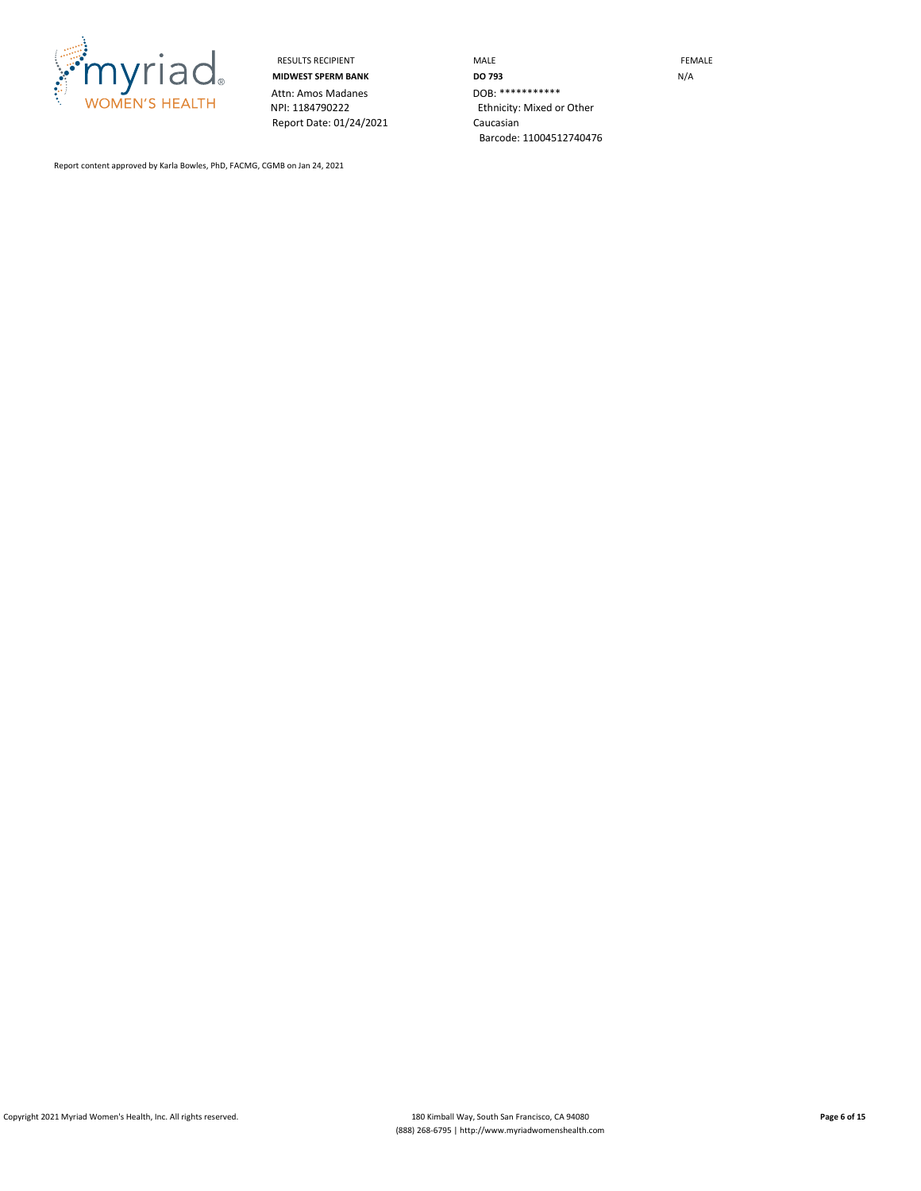| RESULTS RECIPIENT | MALE | FEMALE |
|---|---|---|
| **MIDWEST SPERM BANK** | **DO 793** | N/A |
| Attn: Amos Madanes | DOB: *********** | |
| NPI: 1184790222 | Ethnicity: Mixed or Other Caucasian | |
| Report Date: 01/24/2021 | Barcode: 11004512740476 | |

Report content approved by Karla Bowles, PhD, FACMG, CGMB on Jan 24, 2021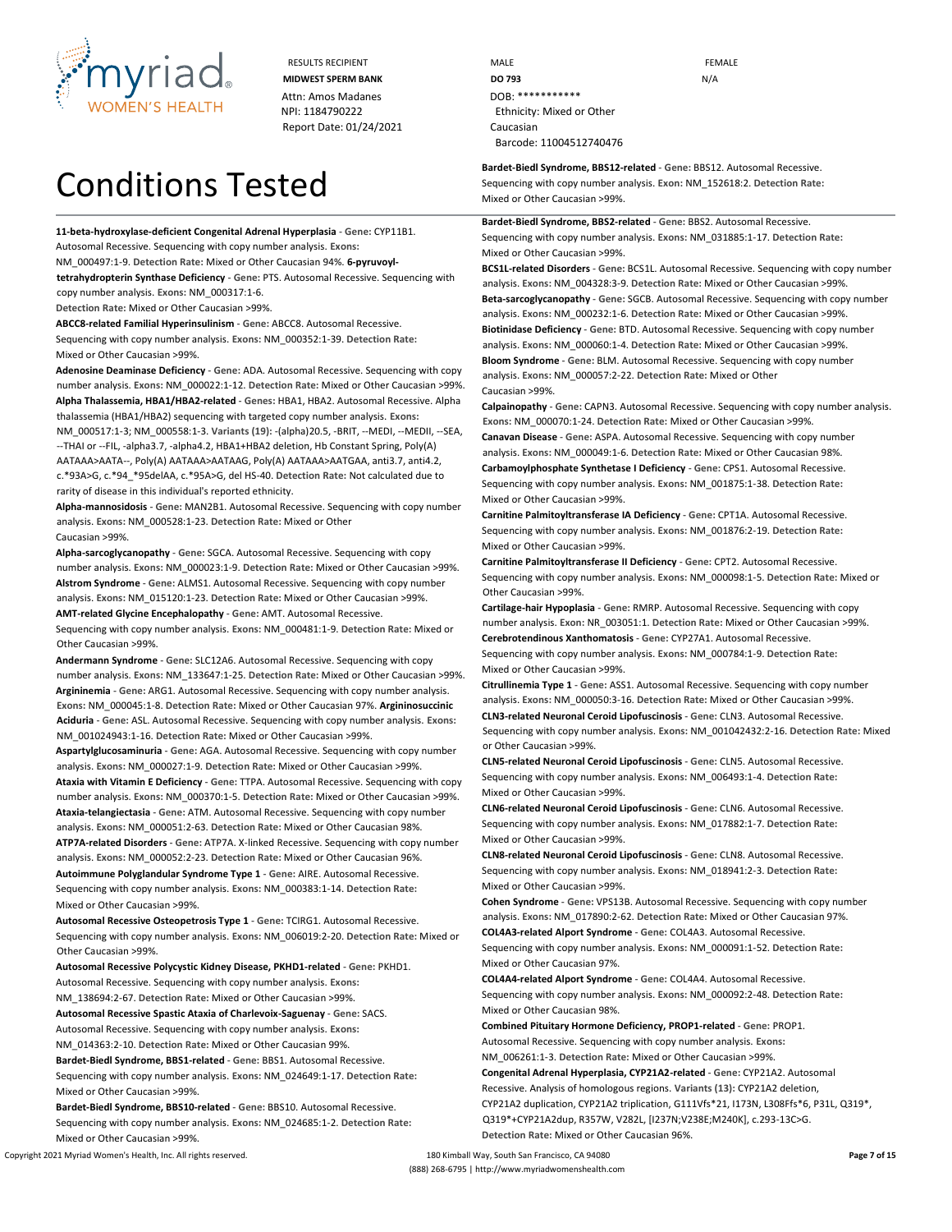RESULTS RECIPIENT
**MIDWEST SPERM BANK**
Attn: Amos Madanes
NPI: 1184790222
Report Date: 01/24/2021

MALE
**DO 793**
DOB: ***********
Ethnicity: Mixed or Other Caucasian
Barcode: 11004512740476

FEMALE
N/A

# Conditions Tested

**11-beta-hydroxylase-deficient Congenital Adrenal Hyperplasia** - **Gene:** CYP11B1. Autosomal Recessive. Sequencing with copy number analysis. **Exons:** NM_000497:1-9. **Detection Rate:** Mixed or Other Caucasian 94%.

**6-pyruvoyl-tetrahydropterin Synthase Deficiency** - **Gene:** PTS. Autosomal Recessive. Sequencing with copy number analysis. **Exons:** NM_000317:1-6. **Detection Rate:** Mixed or Other Caucasian >99%.

**ABCC8-related Familial Hyperinsulinism** - **Gene:** ABCC8. Autosomal Recessive. Sequencing with copy number analysis. **Exons:** NM_000352:1-39. **Detection Rate:** Mixed or Other Caucasian >99%.

**Adenosine Deaminase Deficiency** - **Gene:** ADA. Autosomal Recessive. Sequencing with copy number analysis. **Exons:** NM_000022:1-12. **Detection Rate:** Mixed or Other Caucasian >99%.

**Alpha Thalassemia, HBA1/HBA2-related** - **Genes:** HBA1, HBA2. Autosomal Recessive. Alpha thalassemia (HBA1/HBA2) sequencing with targeted copy number analysis. **Exons:** NM_000517:1-3; NM_000558:1-3. **Variants (19):** -(alpha)20.5, -BRIT, --MEDI, --MEDII, --SEA, --THAI or --FIL, -alpha3.7, -alpha4.2, HBA1+HBA2 deletion, Hb Constant Spring, Poly(A) AATAAA>AATA--, Poly(A) AATAAA>AATAAG, Poly(A) AATAAA>AATGAA, anti3.7, anti4.2, c.*93A>G, c.*94_*95delAA, c.*95A>G, del HS-40. **Detection Rate:** Not calculated due to rarity of disease in this individual's reported ethnicity.

**Alpha-mannosidosis** - **Gene:** MAN2B1. Autosomal Recessive. Sequencing with copy number analysis. **Exons:** NM_000528:1-23. **Detection Rate:** Mixed or Other Caucasian >99%.

**Alpha-sarcoglycanopathy** - **Gene:** SGCA. Autosomal Recessive. Sequencing with copy number analysis. **Exons:** NM_000023:1-9. **Detection Rate:** Mixed or Other Caucasian >99%.

**Alstrom Syndrome** - **Gene:** ALMS1. Autosomal Recessive. Sequencing with copy number analysis. **Exons:** NM_015120:1-23. **Detection Rate:** Mixed or Other Caucasian >99%.

**AMT-related Glycine Encephalopathy** - **Gene:** AMT. Autosomal Recessive. Sequencing with copy number analysis. **Exons:** NM_000481:1-9. **Detection Rate:** Mixed or Other Caucasian >99%.

**Andermann Syndrome** - **Gene:** SLC12A6. Autosomal Recessive. Sequencing with copy number analysis. **Exons:** NM_133647:1-25. **Detection Rate:** Mixed or Other Caucasian >99%.

**Argininemia** - **Gene:** ARG1. Autosomal Recessive. Sequencing with copy number analysis. **Exons:** NM_000045:1-8. **Detection Rate:** Mixed or Other Caucasian 97%.

**Argininosuccinic Aciduria** - **Gene:** ASL. Autosomal Recessive. Sequencing with copy number analysis. **Exons:** NM_001024943:1-16. **Detection Rate:** Mixed or Other Caucasian >99%.

**Aspartylglucosaminuria** - **Gene:** AGA. Autosomal Recessive. Sequencing with copy number analysis. **Exons:** NM_000027:1-9. **Detection Rate:** Mixed or Other Caucasian >99%.

**Ataxia with Vitamin E Deficiency** - **Gene:** TTPA. Autosomal Recessive. Sequencing with copy number analysis. **Exons:** NM_000370:1-5. **Detection Rate:** Mixed or Other Caucasian >99%.

**Ataxia-telangiectasia** - **Gene:** ATM. Autosomal Recessive. Sequencing with copy number analysis. **Exons:** NM_000051:2-63. **Detection Rate:** Mixed or Other Caucasian 98%.

**ATP7A-related Disorders** - **Gene:** ATP7A. X-linked Recessive. Sequencing with copy number analysis. **Exons:** NM_000052:2-23. **Detection Rate:** Mixed or Other Caucasian 96%.

**Autoimmune Polyglandular Syndrome Type 1** - **Gene:** AIRE. Autosomal Recessive. Sequencing with copy number analysis. **Exons:** NM_000383:1-14. **Detection Rate:** Mixed or Other Caucasian >99%.

**Autosomal Recessive Osteopetrosis Type 1** - **Gene:** TCIRG1. Autosomal Recessive. Sequencing with copy number analysis. **Exons:** NM_006019:2-20. **Detection Rate:** Mixed or Other Caucasian >99%.

**Autosomal Recessive Polycystic Kidney Disease, PKHD1-related** - **Gene:** PKHD1. Autosomal Recessive. Sequencing with copy number analysis. **Exons:** NM_138694:2-67. **Detection Rate:** Mixed or Other Caucasian >99%.

**Autosomal Recessive Spastic Ataxia of Charlevoix-Saguenay** - **Gene:** SACS. Autosomal Recessive. Sequencing with copy number analysis. **Exons:** NM_014363:2-10. **Detection Rate:** Mixed or Other Caucasian 99%.

**Bardet-Biedl Syndrome, BBS1-related** - **Gene:** BBS1. Autosomal Recessive. Sequencing with copy number analysis. **Exons:** NM_024649:1-17. **Detection Rate:** Mixed or Other Caucasian >99%.

**Bardet-Biedl Syndrome, BBS10-related** - **Gene:** BBS10. Autosomal Recessive. Sequencing with copy number analysis. **Exons:** NM_024685:1-2. **Detection Rate:** Mixed or Other Caucasian >99%.

**Bardet-Biedl Syndrome, BBS12-related** - **Gene:** BBS12. Autosomal Recessive. Sequencing with copy number analysis. **Exon:** NM_152618:2. **Detection Rate:** Mixed or Other Caucasian >99%.

**Bardet-Biedl Syndrome, BBS2-related** - **Gene:** BBS2. Autosomal Recessive. Sequencing with copy number analysis. **Exons:** NM_031885:1-17. **Detection Rate:** Mixed or Other Caucasian >99%.

**BCS1L-related Disorders** - **Gene:** BCS1L. Autosomal Recessive. Sequencing with copy number analysis. **Exons:** NM_004328:3-9. **Detection Rate:** Mixed or Other Caucasian >99%.

**Beta-sarcoglycanopathy** - **Gene:** SGCB. Autosomal Recessive. Sequencing with copy number analysis. **Exons:** NM_000232:1-6. **Detection Rate:** Mixed or Other Caucasian >99%.

**Biotinidase Deficiency** - **Gene:** BTD. Autosomal Recessive. Sequencing with copy number analysis. **Exons:** NM_000060:1-4. **Detection Rate:** Mixed or Other Caucasian >99%.

**Bloom Syndrome** - **Gene:** BLM. Autosomal Recessive. Sequencing with copy number analysis. **Exons:** NM_000057:2-22. **Detection Rate:** Mixed or Other Caucasian >99%.

**Calpainopathy** - **Gene:** CAPN3. Autosomal Recessive. Sequencing with copy number analysis. **Exons:** NM_000070:1-24. **Detection Rate:** Mixed or Other Caucasian >99%.

**Canavan Disease** - **Gene:** ASPA. Autosomal Recessive. Sequencing with copy number analysis. **Exons:** NM_000049:1-6. **Detection Rate:** Mixed or Other Caucasian 98%.

**Carbamoylphosphate Synthetase I Deficiency** - **Gene:** CPS1. Autosomal Recessive. Sequencing with copy number analysis. **Exons:** NM_001875:1-38. **Detection Rate:** Mixed or Other Caucasian >99%.

**Carnitine Palmitoyltransferase IA Deficiency** - **Gene:** CPT1A. Autosomal Recessive. Sequencing with copy number analysis. **Exons:** NM_001876:2-19. **Detection Rate:** Mixed or Other Caucasian >99%.

**Carnitine Palmitoyltransferase II Deficiency** - **Gene:** CPT2. Autosomal Recessive. Sequencing with copy number analysis. **Exons:** NM_000098:1-5. **Detection Rate:** Mixed or Other Caucasian >99%.

**Cartilage-hair Hypoplasia** - **Gene:** RMRP. Autosomal Recessive. Sequencing with copy number analysis. **Exon:** NR_003051:1. **Detection Rate:** Mixed or Other Caucasian >99%.

**Cerebrotendinous Xanthomatosis** - **Gene:** CYP27A1. Autosomal Recessive. Sequencing with copy number analysis. **Exons:** NM_000784:1-9. **Detection Rate:** Mixed or Other Caucasian >99%.

**Citrullinemia Type 1** - **Gene:** ASS1. Autosomal Recessive. Sequencing with copy number analysis. **Exons:** NM_000050:3-16. **Detection Rate:** Mixed or Other Caucasian >99%.

**CLN3-related Neuronal Ceroid Lipofuscinosis** - **Gene:** CLN3. Autosomal Recessive. Sequencing with copy number analysis. **Exons:** NM_001042432:2-16. **Detection Rate:** Mixed or Other Caucasian >99%.

**CLN5-related Neuronal Ceroid Lipofuscinosis** - **Gene:** CLN5. Autosomal Recessive. Sequencing with copy number analysis. **Exons:** NM_006493:1-4. **Detection Rate:** Mixed or Other Caucasian >99%.

**CLN6-related Neuronal Ceroid Lipofuscinosis** - **Gene:** CLN6. Autosomal Recessive. Sequencing with copy number analysis. **Exons:** NM_017882:1-7. **Detection Rate:** Mixed or Other Caucasian >99%.

**CLN8-related Neuronal Ceroid Lipofuscinosis** - **Gene:** CLN8. Autosomal Recessive. Sequencing with copy number analysis. **Exons:** NM_018941:2-3. **Detection Rate:** Mixed or Other Caucasian >99%.

**Cohen Syndrome** - **Gene:** VPS13B. Autosomal Recessive. Sequencing with copy number analysis. **Exons:** NM_017890:2-62. **Detection Rate:** Mixed or Other Caucasian 97%.

**COL4A3-related Alport Syndrome** - **Gene:** COL4A3. Autosomal Recessive. Sequencing with copy number analysis. **Exons:** NM_000091:1-52. **Detection Rate:** Mixed or Other Caucasian 97%.

**COL4A4-related Alport Syndrome** - **Gene:** COL4A4. Autosomal Recessive. Sequencing with copy number analysis. **Exons:** NM_000092:2-48. **Detection Rate:** Mixed or Other Caucasian 98%.

**Combined Pituitary Hormone Deficiency, PROP1-related** - **Gene:** PROP1. Autosomal Recessive. Sequencing with copy number analysis. **Exons:** NM_006261:1-3. **Detection Rate:** Mixed or Other Caucasian >99%.

**Congenital Adrenal Hyperplasia, CYP21A2-related** - **Gene:** CYP21A2. Autosomal Recessive. Analysis of homologous regions. **Variants (13):** CYP21A2 deletion, CYP21A2 duplication, CYP21A2 triplication, G111Vfs*21, I173N, L308Ffs*6, P31L, Q319*, Q319*+CYP21A2dup, R357W, V282L, [I237N;V238E;M240K], c.293-13C>G. **Detection Rate:** Mixed or Other Caucasian 96%.

Copyright 2021 Myriad Women's Health, Inc. All rights reserved.
180 Kimball Way, South San Francisco, CA 94080
(888) 268-6795 | http://www.myriadwomenshealth.com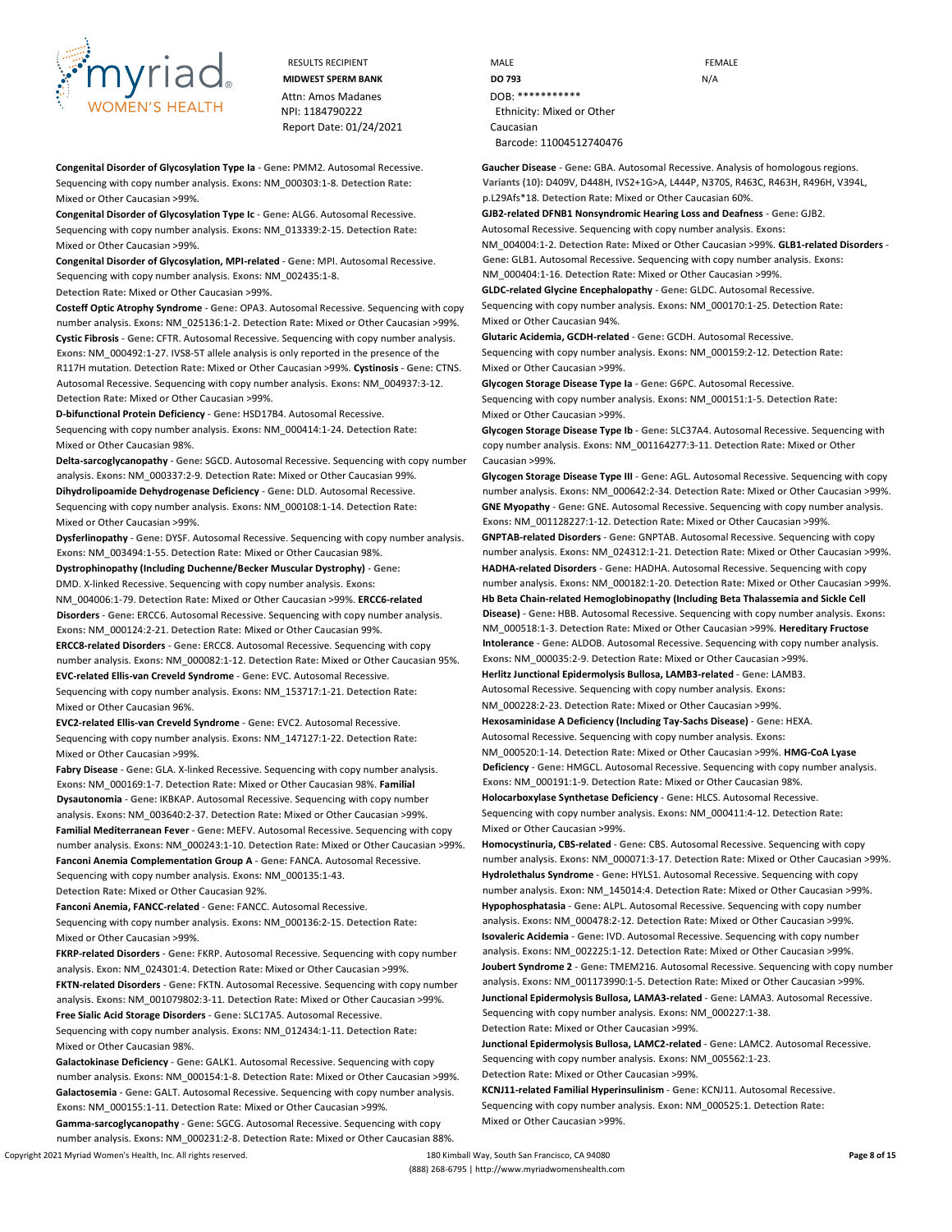RESULTS RECIPIENT
**MIDWEST SPERM BANK**
Attn: Amos Madanes
NPI: 1184790222
Report Date: 01/24/2021

MALE
**DO 793**
DOB: ***********
Ethnicity: Mixed or Other Caucasian
Barcode: 11004512740476

FEMALE
N/A

**Congenital Disorder of Glycosylation Type Ia** - **Gene:** PMM2. Autosomal Recessive. Sequencing with copy number analysis. **Exons:** NM_000303:1-8. **Detection Rate:** Mixed or Other Caucasian >99%.

**Congenital Disorder of Glycosylation Type Ic** - **Gene:** ALG6. Autosomal Recessive. Sequencing with copy number analysis. **Exons:** NM_013339:2-15. **Detection Rate:** Mixed or Other Caucasian >99%.

**Congenital Disorder of Glycosylation, MPI-related** - **Gene:** MPI. Autosomal Recessive. Sequencing with copy number analysis. **Exons:** NM_002435:1-8. **Detection Rate:** Mixed or Other Caucasian >99%.

**Costeff Optic Atrophy Syndrome** - **Gene:** OPA3. Autosomal Recessive. Sequencing with copy number analysis. **Exons:** NM_025136:1-2. **Detection Rate:** Mixed or Other Caucasian >99%.

**Cystic Fibrosis** - **Gene:** CFTR. Autosomal Recessive. Sequencing with copy number analysis. **Exons:** NM_000492:1-27. IVS8-5T allele analysis is only reported in the presence of the R117H mutation. **Detection Rate:** Mixed or Other Caucasian >99%.

**Cystinosis** - **Gene:** CTNS. Autosomal Recessive. Sequencing with copy number analysis. **Exons:** NM_004937:3-12. **Detection Rate:** Mixed or Other Caucasian >99%.

**D-bifunctional Protein Deficiency** - **Gene:** HSD17B4. Autosomal Recessive. Sequencing with copy number analysis. **Exons:** NM_000414:1-24. **Detection Rate:** Mixed or Other Caucasian 98%.

**Delta-sarcoglycanopathy** - **Gene:** SGCD. Autosomal Recessive. Sequencing with copy number analysis. **Exons:** NM_000337:2-9. **Detection Rate:** Mixed or Other Caucasian 99%.

**Dihydrolipoamide Dehydrogenase Deficiency** - **Gene:** DLD. Autosomal Recessive. Sequencing with copy number analysis. **Exons:** NM_000108:1-14. **Detection Rate:** Mixed or Other Caucasian >99%.

**Dysferlinopathy** - **Gene:** DYSF. Autosomal Recessive. Sequencing with copy number analysis. **Exons:** NM_003494:1-55. **Detection Rate:** Mixed or Other Caucasian 98%.

**Dystrophinopathy (Including Duchenne/Becker Muscular Dystrophy)** - **Gene:** DMD. X-linked Recessive. Sequencing with copy number analysis. **Exons:** NM_004006:1-79. **Detection Rate:** Mixed or Other Caucasian >99%.

**ERCC6-related Disorders** - **Gene:** ERCC6. Autosomal Recessive. Sequencing with copy number analysis. **Exons:** NM_000124:2-21. **Detection Rate:** Mixed or Other Caucasian 99%.

**ERCC8-related Disorders** - **Gene:** ERCC8. Autosomal Recessive. Sequencing with copy number analysis. **Exons:** NM_000082:1-12. **Detection Rate:** Mixed or Other Caucasian 95%.

**EVC-related Ellis-van Creveld Syndrome** - **Gene:** EVC. Autosomal Recessive. Sequencing with copy number analysis. **Exons:** NM_153717:1-21. **Detection Rate:** Mixed or Other Caucasian 96%.

**EVC2-related Ellis-van Creveld Syndrome** - **Gene:** EVC2. Autosomal Recessive. Sequencing with copy number analysis. **Exons:** NM_147127:1-22. **Detection Rate:** Mixed or Other Caucasian >99%.

**Fabry Disease** - **Gene:** GLA. X-linked Recessive. Sequencing with copy number analysis. **Exons:** NM_000169:1-7. **Detection Rate:** Mixed or Other Caucasian 98%.

**Familial Dysautonomia** - **Gene:** IKBKAP. Autosomal Recessive. Sequencing with copy number analysis. **Exons:** NM_003640:2-37. **Detection Rate:** Mixed or Other Caucasian >99%.

**Familial Mediterranean Fever** - **Gene:** MEFV. Autosomal Recessive. Sequencing with copy number analysis. **Exons:** NM_000243:1-10. **Detection Rate:** Mixed or Other Caucasian >99%.

**Fanconi Anemia Complementation Group A** - **Gene:** FANCA. Autosomal Recessive. Sequencing with copy number analysis. **Exons:** NM_000135:1-43. **Detection Rate:** Mixed or Other Caucasian 92%.

**Fanconi Anemia, FANCC-related** - **Gene:** FANCC. Autosomal Recessive. Sequencing with copy number analysis. **Exons:** NM_000136:2-15. **Detection Rate:** Mixed or Other Caucasian >99%.

**FKRP-related Disorders** - **Gene:** FKRP. Autosomal Recessive. Sequencing with copy number analysis. **Exon:** NM_024301:4. **Detection Rate:** Mixed or Other Caucasian >99%.

**FKTN-related Disorders** - **Gene:** FKTN. Autosomal Recessive. Sequencing with copy number analysis. **Exons:** NM_001079802:3-11. **Detection Rate:** Mixed or Other Caucasian >99%.

**Free Sialic Acid Storage Disorders** - **Gene:** SLC17A5. Autosomal Recessive. Sequencing with copy number analysis. **Exons:** NM_012434:1-11. **Detection Rate:** Mixed or Other Caucasian 98%.

**Galactokinase Deficiency** - **Gene:** GALK1. Autosomal Recessive. Sequencing with copy number analysis. **Exons:** NM_000154:1-8. **Detection Rate:** Mixed or Other Caucasian >99%.

**Galactosemia** - **Gene:** GALT. Autosomal Recessive. Sequencing with copy number analysis. **Exons:** NM_000155:1-11. **Detection Rate:** Mixed or Other Caucasian >99%.

**Gamma-sarcoglycanopathy** - **Gene:** SGCG. Autosomal Recessive. Sequencing with copy number analysis. **Exons:** NM_000231:2-8. **Detection Rate:** Mixed or Other Caucasian 88%.

**Gaucher Disease** - **Gene:** GBA. Autosomal Recessive. Analysis of homologous regions. **Variants (10):** D409V, D448H, IVS2+1G>A, L444P, N370S, R463C, R463H, R496H, V394L, p.L29Afs*18. **Detection Rate:** Mixed or Other Caucasian 60%.

**GJB2-related DFNB1 Nonsyndromic Hearing Loss and Deafness** - **Gene:** GJB2. Autosomal Recessive. Sequencing with copy number analysis. **Exons:** NM_004004:1-2. **Detection Rate:** Mixed or Other Caucasian >99%.

**GLB1-related Disorders** - **Gene:** GLB1. Autosomal Recessive. Sequencing with copy number analysis. **Exons:** NM_000404:1-16. **Detection Rate:** Mixed or Other Caucasian >99%.

**GLDC-related Glycine Encephalopathy** - **Gene:** GLDC. Autosomal Recessive. Sequencing with copy number analysis. **Exons:** NM_000170:1-25. **Detection Rate:** Mixed or Other Caucasian 94%.

**Glutaric Acidemia, GCDH-related** - **Gene:** GCDH. Autosomal Recessive. Sequencing with copy number analysis. **Exons:** NM_000159:2-12. **Detection Rate:** Mixed or Other Caucasian >99%.

**Glycogen Storage Disease Type Ia** - **Gene:** G6PC. Autosomal Recessive. Sequencing with copy number analysis. **Exons:** NM_000151:1-5. **Detection Rate:** Mixed or Other Caucasian >99%.

**Glycogen Storage Disease Type Ib** - **Gene:** SLC37A4. Autosomal Recessive. Sequencing with copy number analysis. **Exons:** NM_001164277:3-11. **Detection Rate:** Mixed or Other Caucasian >99%.

**Glycogen Storage Disease Type III** - **Gene:** AGL. Autosomal Recessive. Sequencing with copy number analysis. **Exons:** NM_000642:2-34. **Detection Rate:** Mixed or Other Caucasian >99%.

**GNE Myopathy** - **Gene:** GNE. Autosomal Recessive. Sequencing with copy number analysis. **Exons:** NM_001128227:1-12. **Detection Rate:** Mixed or Other Caucasian >99%.

**GNPTAB-related Disorders** - **Gene:** GNPTAB. Autosomal Recessive. Sequencing with copy number analysis. **Exons:** NM_024312:1-21. **Detection Rate:** Mixed or Other Caucasian >99%.

**HADHA-related Disorders** - **Gene:** HADHA. Autosomal Recessive. Sequencing with copy number analysis. **Exons:** NM_000182:1-20. **Detection Rate:** Mixed or Other Caucasian >99%.

**Hb Beta Chain-related Hemoglobinopathy (Including Beta Thalassemia and Sickle Cell Disease)** - **Gene:** HBB. Autosomal Recessive. Sequencing with copy number analysis. **Exons:** NM_000518:1-3. **Detection Rate:** Mixed or Other Caucasian >99%.

**Hereditary Fructose Intolerance** - **Gene:** ALDOB. Autosomal Recessive. Sequencing with copy number analysis. **Exons:** NM_000035:2-9. **Detection Rate:** Mixed or Other Caucasian >99%.

**Herlitz Junctional Epidermolysis Bullosa, LAMB3-related** - **Gene:** LAMB3. Autosomal Recessive. Sequencing with copy number analysis. **Exons:** NM_000228:2-23. **Detection Rate:** Mixed or Other Caucasian >99%.

**Hexosaminidase A Deficiency (Including Tay-Sachs Disease)** - **Gene:** HEXA. Autosomal Recessive. Sequencing with copy number analysis. **Exons:** NM_000520:1-14. **Detection Rate:** Mixed or Other Caucasian >99%.

**HMG-CoA Lyase Deficiency** - **Gene:** HMGCL. Autosomal Recessive. Sequencing with copy number analysis. **Exons:** NM_000191:1-9. **Detection Rate:** Mixed or Other Caucasian 98%.

**Holocarboxylase Synthetase Deficiency** - **Gene:** HLCS. Autosomal Recessive. Sequencing with copy number analysis. **Exons:** NM_000411:4-12. **Detection Rate:** Mixed or Other Caucasian >99%.

**Homocystinuria, CBS-related** - **Gene:** CBS. Autosomal Recessive. Sequencing with copy number analysis. **Exons:** NM_000071:3-17. **Detection Rate:** Mixed or Other Caucasian >99%.

**Hydrolethalus Syndrome** - **Gene:** HYLS1. Autosomal Recessive. Sequencing with copy number analysis. **Exon:** NM_145014:4. **Detection Rate:** Mixed or Other Caucasian >99%.

**Hypophosphatasia** - **Gene:** ALPL. Autosomal Recessive. Sequencing with copy number analysis. **Exons:** NM_000478:2-12. **Detection Rate:** Mixed or Other Caucasian >99%.

**Isovaleric Acidemia** - **Gene:** IVD. Autosomal Recessive. Sequencing with copy number analysis. **Exons:** NM_002225:1-12. **Detection Rate:** Mixed or Other Caucasian >99%.

**Joubert Syndrome 2** - **Gene:** TMEM216. Autosomal Recessive. Sequencing with copy number analysis. **Exons:** NM_001173990:1-5. **Detection Rate:** Mixed or Other Caucasian >99%.

**Junctional Epidermolysis Bullosa, LAMA3-related** - **Gene:** LAMA3. Autosomal Recessive. Sequencing with copy number analysis. **Exons:** NM_000227:1-38. **Detection Rate:** Mixed or Other Caucasian >99%.

**Junctional Epidermolysis Bullosa, LAMC2-related** - **Gene:** LAMC2. Autosomal Recessive. Sequencing with copy number analysis. **Exons:** NM_005562:1-23. **Detection Rate:** Mixed or Other Caucasian >99%.

**KCNJ11-related Familial Hyperinsulinism** - **Gene:** KCNJ11. Autosomal Recessive. Sequencing with copy number analysis. **Exon:** NM_000525:1. **Detection Rate:** Mixed or Other Caucasian >99%.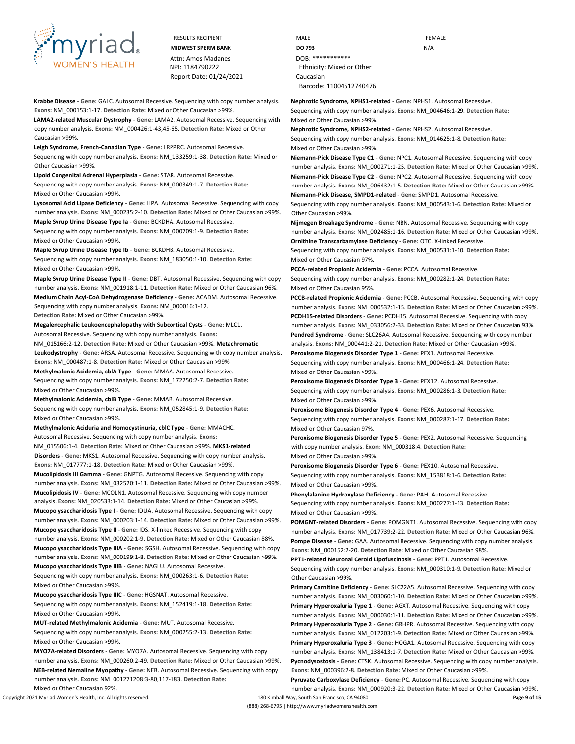RESULTS RECIPIENT
**MIDWEST SPERM BANK**
Attn: Amos Madanes
NPI: 1184790222
Report Date: 01/24/2021

MALE
**DO 793**
DOB: ***********
Ethnicity: Mixed or Other Caucasian
Barcode: 11004512740476

FEMALE
N/A

**Krabbe Disease** - **Gene:** GALC. Autosomal Recessive. Sequencing with copy number analysis. **Exons:** NM_000153:1-17. **Detection Rate:** Mixed or Other Caucasian >99%.

**LAMA2-related Muscular Dystrophy** - **Gene:** LAMA2. Autosomal Recessive. Sequencing with copy number analysis. **Exons:** NM_000426:1-43,45-65. **Detection Rate:** Mixed or Other Caucasian >99%.

**Leigh Syndrome, French-Canadian Type** - **Gene:** LRPPRC. Autosomal Recessive. Sequencing with copy number analysis. **Exons:** NM_133259:1-38. **Detection Rate:** Mixed or Other Caucasian >99%.

**Lipoid Congenital Adrenal Hyperplasia** - **Gene:** STAR. Autosomal Recessive. Sequencing with copy number analysis. **Exons:** NM_000349:1-7. **Detection Rate:** Mixed or Other Caucasian >99%.

**Lysosomal Acid Lipase Deficiency** - **Gene:** LIPA. Autosomal Recessive. Sequencing with copy number analysis. **Exons:** NM_000235:2-10. **Detection Rate:** Mixed or Other Caucasian >99%.

**Maple Syrup Urine Disease Type Ia** - **Gene:** BCKDHA. Autosomal Recessive. Sequencing with copy number analysis. **Exons:** NM_000709:1-9. **Detection Rate:** Mixed or Other Caucasian >99%.

**Maple Syrup Urine Disease Type Ib** - **Gene:** BCKDHB. Autosomal Recessive. Sequencing with copy number analysis. **Exons:** NM_183050:1-10. **Detection Rate:** Mixed or Other Caucasian >99%.

**Maple Syrup Urine Disease Type II** - **Gene:** DBT. Autosomal Recessive. Sequencing with copy number analysis. **Exons:** NM_001918:1-11. **Detection Rate:** Mixed or Other Caucasian 96%.

**Medium Chain Acyl-CoA Dehydrogenase Deficiency** - **Gene:** ACADM. Autosomal Recessive. Sequencing with copy number analysis. **Exons:** NM_000016:1-12. **Detection Rate:** Mixed or Other Caucasian >99%.

**Megalencephalic Leukoencephalopathy with Subcortical Cysts** - **Gene:** MLC1. Autosomal Recessive. Sequencing with copy number analysis. **Exons:** NM_015166:2-12. **Detection Rate:** Mixed or Other Caucasian >99%.

**Metachromatic Leukodystrophy** - **Gene:** ARSA. Autosomal Recessive. Sequencing with copy number analysis. **Exons:** NM_000487:1-8. **Detection Rate:** Mixed or Other Caucasian >99%.

**Methylmalonic Acidemia, cblA Type** - **Gene:** MMAA. Autosomal Recessive. Sequencing with copy number analysis. **Exons:** NM_172250:2-7. **Detection Rate:** Mixed or Other Caucasian >99%.

**Methylmalonic Acidemia, cblB Type** - **Gene:** MMAB. Autosomal Recessive. Sequencing with copy number analysis. **Exons:** NM_052845:1-9. **Detection Rate:** Mixed or Other Caucasian >99%.

**Methylmalonic Aciduria and Homocystinuria, cblC Type** - **Gene:** MMACHC. Autosomal Recessive. Sequencing with copy number analysis. **Exons:** NM_015506:1-4. **Detection Rate:** Mixed or Other Caucasian >99%.

**MKS1-related Disorders** - **Gene:** MKS1. Autosomal Recessive. Sequencing with copy number analysis. **Exons:** NM_017777:1-18. **Detection Rate:** Mixed or Other Caucasian >99%.

**Mucolipidosis III Gamma** - **Gene:** GNPTG. Autosomal Recessive. Sequencing with copy number analysis. **Exons:** NM_032520:1-11. **Detection Rate:** Mixed or Other Caucasian >99%.

**Mucolipidosis IV** - **Gene:** MCOLN1. Autosomal Recessive. Sequencing with copy number analysis. **Exons:** NM_020533:1-14. **Detection Rate:** Mixed or Other Caucasian >99%.

**Mucopolysaccharidosis Type I** - **Gene:** IDUA. Autosomal Recessive. Sequencing with copy number analysis. **Exons:** NM_000203:1-14. **Detection Rate:** Mixed or Other Caucasian >99%.

**Mucopolysaccharidosis Type II** - **Gene:** IDS. X-linked Recessive. Sequencing with copy number analysis. **Exons:** NM_000202:1-9. **Detection Rate:** Mixed or Other Caucasian 88%.

**Mucopolysaccharidosis Type IIIA** - **Gene:** SGSH. Autosomal Recessive. Sequencing with copy number analysis. **Exons:** NM_000199:1-8. **Detection Rate:** Mixed or Other Caucasian >99%.

**Mucopolysaccharidosis Type IIIB** - **Gene:** NAGLU. Autosomal Recessive. Sequencing with copy number analysis. **Exons:** NM_000263:1-6. **Detection Rate:** Mixed or Other Caucasian >99%.

**Mucopolysaccharidosis Type IIIC** - **Gene:** HGSNAT. Autosomal Recessive. Sequencing with copy number analysis. **Exons:** NM_152419:1-18. **Detection Rate:** Mixed or Other Caucasian >99%.

**MUT-related Methylmalonic Acidemia** - **Gene:** MUT. Autosomal Recessive. Sequencing with copy number analysis. **Exons:** NM_000255:2-13. **Detection Rate:** Mixed or Other Caucasian >99%.

**MYO7A-related Disorders** - **Gene:** MYO7A. Autosomal Recessive. Sequencing with copy number analysis. **Exons:** NM_000260:2-49. **Detection Rate:** Mixed or Other Caucasian >99%.

**NEB-related Nemaline Myopathy** - **Gene:** NEB. Autosomal Recessive. Sequencing with copy number analysis. **Exons:** NM_001271208:3-80,117-183. **Detection Rate:** Mixed or Other Caucasian 92%.

**Nephrotic Syndrome, NPHS1-related** - **Gene:** NPHS1. Autosomal Recessive. Sequencing with copy number analysis. **Exons:** NM_004646:1-29. **Detection Rate:** Mixed or Other Caucasian >99%.

**Nephrotic Syndrome, NPHS2-related** - **Gene:** NPHS2. Autosomal Recessive. Sequencing with copy number analysis. **Exons:** NM_014625:1-8. **Detection Rate:** Mixed or Other Caucasian >99%.

**Niemann-Pick Disease Type C1** - **Gene:** NPC1. Autosomal Recessive. Sequencing with copy number analysis. **Exons:** NM_000271:1-25. **Detection Rate:** Mixed or Other Caucasian >99%.

**Niemann-Pick Disease Type C2** - **Gene:** NPC2. Autosomal Recessive. Sequencing with copy number analysis. **Exons:** NM_006432:1-5. **Detection Rate:** Mixed or Other Caucasian >99%.

**Niemann-Pick Disease, SMPD1-related** - **Gene:** SMPD1. Autosomal Recessive. Sequencing with copy number analysis. **Exons:** NM_000543:1-6. **Detection Rate:** Mixed or Other Caucasian >99%.

**Nijmegen Breakage Syndrome** - **Gene:** NBN. Autosomal Recessive. Sequencing with copy number analysis. **Exons:** NM_002485:1-16. **Detection Rate:** Mixed or Other Caucasian >99%.

**Ornithine Transcarbamylase Deficiency** - **Gene:** OTC. X-linked Recessive. Sequencing with copy number analysis. **Exons:** NM_000531:1-10. **Detection Rate:** Mixed or Other Caucasian 97%.

**PCCA-related Propionic Acidemia** - **Gene:** PCCA. Autosomal Recessive. Sequencing with copy number analysis. **Exons:** NM_000282:1-24. **Detection Rate:** Mixed or Other Caucasian 95%.

**PCCB-related Propionic Acidemia** - **Gene:** PCCB. Autosomal Recessive. Sequencing with copy number analysis. **Exons:** NM_000532:1-15. **Detection Rate:** Mixed or Other Caucasian >99%.

**PCDH15-related Disorders** - **Gene:** PCDH15. Autosomal Recessive. Sequencing with copy number analysis. **Exons:** NM_033056:2-33. **Detection Rate:** Mixed or Other Caucasian 93%.

**Pendred Syndrome** - **Gene:** SLC26A4. Autosomal Recessive. Sequencing with copy number analysis. **Exons:** NM_000441:2-21. **Detection Rate:** Mixed or Other Caucasian >99%.

**Peroxisome Biogenesis Disorder Type 1** - **Gene:** PEX1. Autosomal Recessive. Sequencing with copy number analysis. **Exons:** NM_000466:1-24. **Detection Rate:** Mixed or Other Caucasian >99%.

**Peroxisome Biogenesis Disorder Type 3** - **Gene:** PEX12. Autosomal Recessive. Sequencing with copy number analysis. **Exons:** NM_000286:1-3. **Detection Rate:** Mixed or Other Caucasian >99%.

**Peroxisome Biogenesis Disorder Type 4** - **Gene:** PEX6. Autosomal Recessive. Sequencing with copy number analysis. **Exons:** NM_000287:1-17. **Detection Rate:** Mixed or Other Caucasian 97%.

**Peroxisome Biogenesis Disorder Type 5** - **Gene:** PEX2. Autosomal Recessive. Sequencing with copy number analysis. **Exon:** NM_000318:4. **Detection Rate:** Mixed or Other Caucasian >99%.

**Peroxisome Biogenesis Disorder Type 6** - **Gene:** PEX10. Autosomal Recessive. Sequencing with copy number analysis. **Exons:** NM_153818:1-6. **Detection Rate:** Mixed or Other Caucasian >99%.

**Phenylalanine Hydroxylase Deficiency** - **Gene:** PAH. Autosomal Recessive. Sequencing with copy number analysis. **Exons:** NM_000277:1-13. **Detection Rate:** Mixed or Other Caucasian >99%.

**POMGNT-related Disorders** - **Gene:** POMGNT1. Autosomal Recessive. Sequencing with copy number analysis. **Exons:** NM_017739:2-22. **Detection Rate:** Mixed or Other Caucasian 96%.

**Pompe Disease** - **Gene:** GAA. Autosomal Recessive. Sequencing with copy number analysis. **Exons:** NM_000152:2-20. **Detection Rate:** Mixed or Other Caucasian 98%.

**PPT1-related Neuronal Ceroid Lipofuscinosis** - **Gene:** PPT1. Autosomal Recessive. Sequencing with copy number analysis. **Exons:** NM_000310:1-9. **Detection Rate:** Mixed or Other Caucasian >99%.

**Primary Carnitine Deficiency** - **Gene:** SLC22A5. Autosomal Recessive. Sequencing with copy number analysis. **Exons:** NM_003060:1-10. **Detection Rate:** Mixed or Other Caucasian >99%.

**Primary Hyperoxaluria Type 1** - **Gene:** AGXT. Autosomal Recessive. Sequencing with copy number analysis. **Exons:** NM_000030:1-11. **Detection Rate:** Mixed or Other Caucasian >99%.

**Primary Hyperoxaluria Type 2** - **Gene:** GRHPR. Autosomal Recessive. Sequencing with copy number analysis. **Exons:** NM_012203:1-9. **Detection Rate:** Mixed or Other Caucasian >99%.

**Primary Hyperoxaluria Type 3** - **Gene:** HOGA1. Autosomal Recessive. Sequencing with copy number analysis. **Exons:** NM_138413:1-7. **Detection Rate:** Mixed or Other Caucasian >99%.

**Pycnodysostosis** - **Gene:** CTSK. Autosomal Recessive. Sequencing with copy number analysis. **Exons:** NM_000396:2-8. **Detection Rate:** Mixed or Other Caucasian >99%.

**Pyruvate Carboxylase Deficiency** - **Gene:** PC. Autosomal Recessive. Sequencing with copy number analysis. **Exons:** NM_000920:3-22. **Detection Rate:** Mixed or Other Caucasian >99%.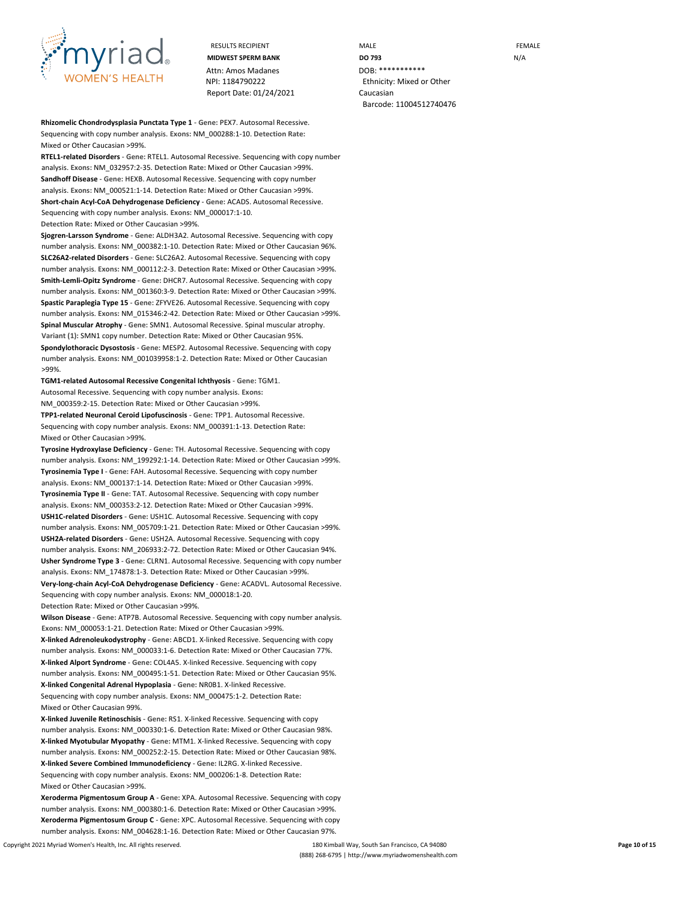**Rhizomelic Chondrodysplasia Punctata Type 1** - **Gene:** PEX7. Autosomal Recessive. Sequencing with copy number analysis. **Exons:** NM_000288:1-10. **Detection Rate:** Mixed or Other Caucasian >99%.

**RTEL1-related Disorders** - **Gene:** RTEL1. Autosomal Recessive. Sequencing with copy number analysis. **Exons:** NM_032957:2-35. **Detection Rate:** Mixed or Other Caucasian >99%.

**Sandhoff Disease** - **Gene:** HEXB. Autosomal Recessive. Sequencing with copy number analysis. **Exons:** NM_000521:1-14. **Detection Rate:** Mixed or Other Caucasian >99%.

**Short-chain Acyl-CoA Dehydrogenase Deficiency** - **Gene:** ACADS. Autosomal Recessive. Sequencing with copy number analysis. **Exons:** NM_000017:1-10. **Detection Rate:** Mixed or Other Caucasian >99%.

**Sjogren-Larsson Syndrome** - **Gene:** ALDH3A2. Autosomal Recessive. Sequencing with copy number analysis. **Exons:** NM_000382:1-10. **Detection Rate:** Mixed or Other Caucasian 96%.

**SLC26A2-related Disorders** - **Gene:** SLC26A2. Autosomal Recessive. Sequencing with copy number analysis. **Exons:** NM_000112:2-3. **Detection Rate:** Mixed or Other Caucasian >99%.

**Smith-Lemli-Opitz Syndrome** - **Gene:** DHCR7. Autosomal Recessive. Sequencing with copy number analysis. **Exons:** NM_001360:3-9. **Detection Rate:** Mixed or Other Caucasian >99%.

**Spastic Paraplegia Type 15** - **Gene:** ZFYVE26. Autosomal Recessive. Sequencing with copy number analysis. **Exons:** NM_015346:2-42. **Detection Rate:** Mixed or Other Caucasian >99%.

**Spinal Muscular Atrophy** - **Gene:** SMN1. Autosomal Recessive. Spinal muscular atrophy. **Variant (1):** SMN1 copy number. **Detection Rate:** Mixed or Other Caucasian 95%.

**Spondylothoracic Dysostosis** - **Gene:** MESP2. Autosomal Recessive. Sequencing with copy number analysis. **Exons:** NM_001039958:1-2. **Detection Rate:** Mixed or Other Caucasian >99%.

**TGM1-related Autosomal Recessive Congenital Ichthyosis** - **Gene:** TGM1. Autosomal Recessive. Sequencing with copy number analysis. **Exons:** NM_000359:2-15. **Detection Rate:** Mixed or Other Caucasian >99%.

**TPP1-related Neuronal Ceroid Lipofuscinosis** - **Gene:** TPP1. Autosomal Recessive. Sequencing with copy number analysis. **Exons:** NM_000391:1-13. **Detection Rate:** Mixed or Other Caucasian >99%.

**Tyrosine Hydroxylase Deficiency** - **Gene:** TH. Autosomal Recessive. Sequencing with copy number analysis. **Exons:** NM_199292:1-14. **Detection Rate:** Mixed or Other Caucasian >99%.

**Tyrosinemia Type I** - **Gene:** FAH. Autosomal Recessive. Sequencing with copy number analysis. **Exons:** NM_000137:1-14. **Detection Rate:** Mixed or Other Caucasian >99%.

**Tyrosinemia Type II** - **Gene:** TAT. Autosomal Recessive. Sequencing with copy number analysis. **Exons:** NM_000353:2-12. **Detection Rate:** Mixed or Other Caucasian >99%.

**USH1C-related Disorders** - **Gene:** USH1C. Autosomal Recessive. Sequencing with copy number analysis. **Exons:** NM_005709:1-21. **Detection Rate:** Mixed or Other Caucasian >99%.

**USH2A-related Disorders** - **Gene:** USH2A. Autosomal Recessive. Sequencing with copy number analysis. **Exons:** NM_206933:2-72. **Detection Rate:** Mixed or Other Caucasian 94%.

**Usher Syndrome Type 3** - **Gene:** CLRN1. Autosomal Recessive. Sequencing with copy number analysis. **Exons:** NM_174878:1-3. **Detection Rate:** Mixed or Other Caucasian >99%.

**Very-long-chain Acyl-CoA Dehydrogenase Deficiency** - **Gene:** ACADVL. Autosomal Recessive. Sequencing with copy number analysis. **Exons:** NM_000018:1-20. **Detection Rate:** Mixed or Other Caucasian >99%.

**Wilson Disease** - **Gene:** ATP7B. Autosomal Recessive. Sequencing with copy number analysis. **Exons:** NM_000053:1-21. **Detection Rate:** Mixed or Other Caucasian >99%.

**X-linked Adrenoleukodystrophy** - **Gene:** ABCD1. X-linked Recessive. Sequencing with copy number analysis. **Exons:** NM_000033:1-6. **Detection Rate:** Mixed or Other Caucasian 77%.

**X-linked Alport Syndrome** - **Gene:** COL4A5. X-linked Recessive. Sequencing with copy number analysis. **Exons:** NM_000495:1-51. **Detection Rate:** Mixed or Other Caucasian 95%.

**X-linked Congenital Adrenal Hypoplasia** - **Gene:** NR0B1. X-linked Recessive. Sequencing with copy number analysis. **Exons:** NM_000475:1-2. **Detection Rate:** Mixed or Other Caucasian 99%.

**X-linked Juvenile Retinoschisis** - **Gene:** RS1. X-linked Recessive. Sequencing with copy number analysis. **Exons:** NM_000330:1-6. **Detection Rate:** Mixed or Other Caucasian 98%.

**X-linked Myotubular Myopathy** - **Gene:** MTM1. X-linked Recessive. Sequencing with copy number analysis. **Exons:** NM_000252:2-15. **Detection Rate:** Mixed or Other Caucasian 98%.

**X-linked Severe Combined Immunodeficiency** - **Gene:** IL2RG. X-linked Recessive. Sequencing with copy number analysis. **Exons:** NM_000206:1-8. **Detection Rate:** Mixed or Other Caucasian >99%.

**Xeroderma Pigmentosum Group A** - **Gene:** XPA. Autosomal Recessive. Sequencing with copy number analysis. **Exons:** NM_000380:1-6. **Detection Rate:** Mixed or Other Caucasian >99%.

**Xeroderma Pigmentosum Group C** - **Gene:** XPC. Autosomal Recessive. Sequencing with copy number analysis. **Exons:** NM_004628:1-16. **Detection Rate:** Mixed or Other Caucasian 97%.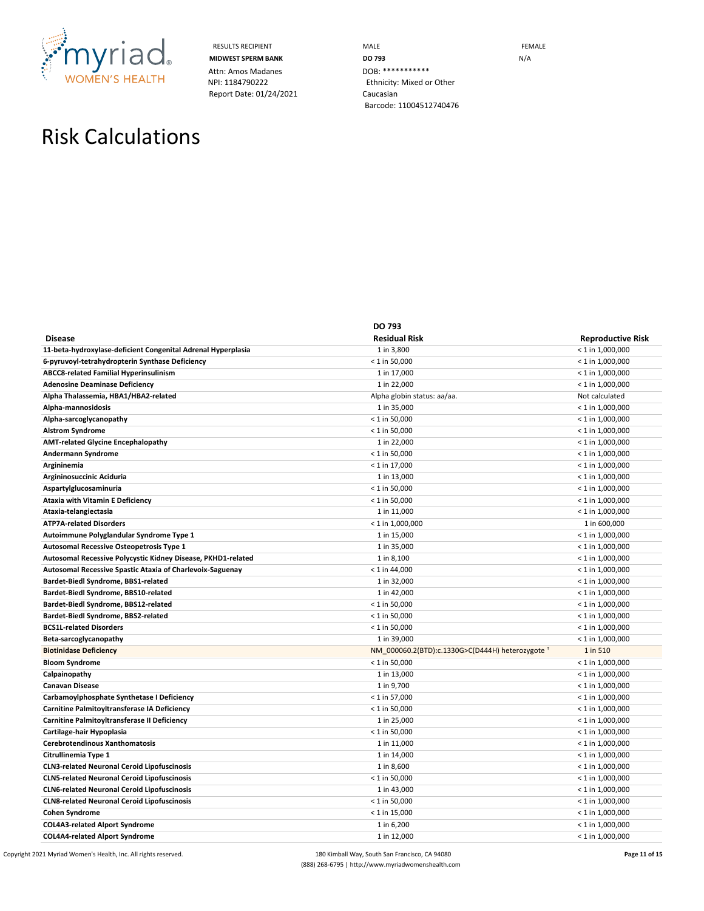RESULTS RECIPIENT
**MIDWEST SPERM BANK**
Attn: Amos Madanes
NPI: 1184790222
Report Date: 01/24/2021

MALE
**DO 793**
DOB: ***********
Ethnicity: Mixed or Other Caucasian
Barcode: 11004512740476

FEMALE
N/A

# Risk Calculations

| Disease | DO 793 Residual Risk | Reproductive Risk |
|---|---|---|
| **11-beta-hydroxylase-deficient Congenital Adrenal Hyperplasia** | 1 in 3,800 | < 1 in 1,000,000 |
| **6-pyruvoyl-tetrahydropterin Synthase Deficiency** | < 1 in 50,000 | < 1 in 1,000,000 |
| **ABCC8-related Familial Hyperinsulinism** | 1 in 17,000 | < 1 in 1,000,000 |
| **Adenosine Deaminase Deficiency** | 1 in 22,000 | < 1 in 1,000,000 |
| **Alpha Thalassemia, HBA1/HBA2-related** | Alpha globin status: aa/aa. | Not calculated |
| **Alpha-mannosidosis** | 1 in 35,000 | < 1 in 1,000,000 |
| **Alpha-sarcoglycanopathy** | < 1 in 50,000 | < 1 in 1,000,000 |
| **Alstrom Syndrome** | < 1 in 50,000 | < 1 in 1,000,000 |
| **AMT-related Glycine Encephalopathy** | 1 in 22,000 | < 1 in 1,000,000 |
| **Andermann Syndrome** | < 1 in 50,000 | < 1 in 1,000,000 |
| **Argininemia** | < 1 in 17,000 | < 1 in 1,000,000 |
| **Argininosuccinic Aciduria** | 1 in 13,000 | < 1 in 1,000,000 |
| **Aspartylglucosaminuria** | < 1 in 50,000 | < 1 in 1,000,000 |
| **Ataxia with Vitamin E Deficiency** | < 1 in 50,000 | < 1 in 1,000,000 |
| **Ataxia-telangiectasia** | 1 in 11,000 | < 1 in 1,000,000 |
| **ATP7A-related Disorders** | < 1 in 1,000,000 | 1 in 600,000 |
| **Autoimmune Polyglandular Syndrome Type 1** | 1 in 15,000 | < 1 in 1,000,000 |
| **Autosomal Recessive Osteopetrosis Type 1** | 1 in 35,000 | < 1 in 1,000,000 |
| **Autosomal Recessive Polycystic Kidney Disease, PKHD1-related** | 1 in 8,100 | < 1 in 1,000,000 |
| **Autosomal Recessive Spastic Ataxia of Charlevoix-Saguenay** | < 1 in 44,000 | < 1 in 1,000,000 |
| **Bardet-Biedl Syndrome, BBS1-related** | 1 in 32,000 | < 1 in 1,000,000 |
| **Bardet-Biedl Syndrome, BBS10-related** | 1 in 42,000 | < 1 in 1,000,000 |
| **Bardet-Biedl Syndrome, BBS12-related** | < 1 in 50,000 | < 1 in 1,000,000 |
| **Bardet-Biedl Syndrome, BBS2-related** | < 1 in 50,000 | < 1 in 1,000,000 |
| **BCS1L-related Disorders** | < 1 in 50,000 | < 1 in 1,000,000 |
| **Beta-sarcoglycanopathy** | 1 in 39,000 | < 1 in 1,000,000 |
| **Biotinidase Deficiency** | NM_000060.2(BTD):c.1330G>C(D444H) heterozygote † | 1 in 510 |
| **Bloom Syndrome** | < 1 in 50,000 | < 1 in 1,000,000 |
| **Calpainopathy** | 1 in 13,000 | < 1 in 1,000,000 |
| **Canavan Disease** | 1 in 9,700 | < 1 in 1,000,000 |
| **Carbamoylphosphate Synthetase I Deficiency** | < 1 in 57,000 | < 1 in 1,000,000 |
| **Carnitine Palmitoyltransferase IA Deficiency** | < 1 in 50,000 | < 1 in 1,000,000 |
| **Carnitine Palmitoyltransferase II Deficiency** | 1 in 25,000 | < 1 in 1,000,000 |
| **Cartilage-hair Hypoplasia** | < 1 in 50,000 | < 1 in 1,000,000 |
| **Cerebrotendinous Xanthomatosis** | 1 in 11,000 | < 1 in 1,000,000 |
| **Citrullinemia Type 1** | 1 in 14,000 | < 1 in 1,000,000 |
| **CLN3-related Neuronal Ceroid Lipofuscinosis** | 1 in 8,600 | < 1 in 1,000,000 |
| **CLN5-related Neuronal Ceroid Lipofuscinosis** | < 1 in 50,000 | < 1 in 1,000,000 |
| **CLN6-related Neuronal Ceroid Lipofuscinosis** | 1 in 43,000 | < 1 in 1,000,000 |
| **CLN8-related Neuronal Ceroid Lipofuscinosis** | < 1 in 50,000 | < 1 in 1,000,000 |
| **Cohen Syndrome** | < 1 in 15,000 | < 1 in 1,000,000 |
| **COL4A3-related Alport Syndrome** | 1 in 6,200 | < 1 in 1,000,000 |
| **COL4A4-related Alport Syndrome** | 1 in 12,000 | < 1 in 1,000,000 |

Copyright 2021 Myriad Women's Health, Inc. All rights reserved.

180 Kimball Way, South San Francisco, CA 94080
(888) 268-6795 | http://www.myriadwomenshealth.com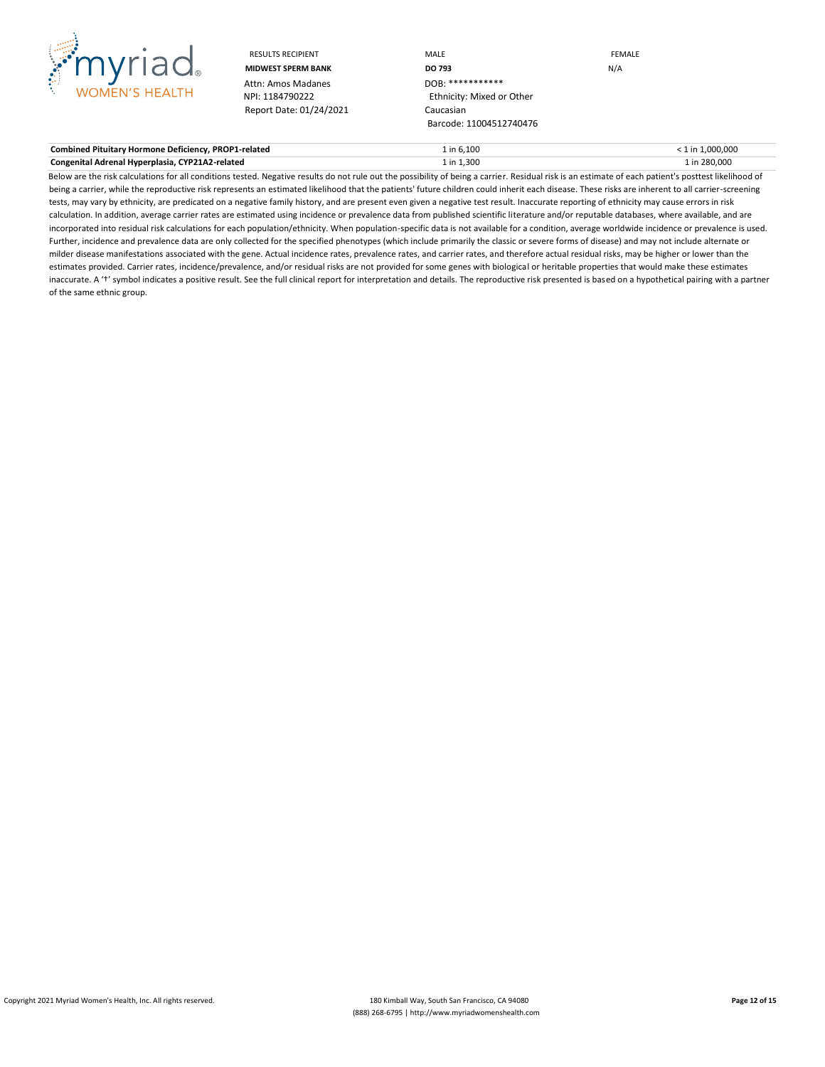| RESULTS RECIPIENT | MALE | FEMALE |
|---|---|---|
| **MIDWEST SPERM BANK** | **DO 793** | N/A |
| Attn: Amos Madanes | DOB: *********** | |
| NPI: 1184790222 | Ethnicity: Mixed or Other Caucasian | |
| Report Date: 01/24/2021 | Barcode: 11004512740476 | |

| | | |
|---|---|---|
| **Combined Pituitary Hormone Deficiency, PROP1-related** | 1 in 6,100 | < 1 in 1,000,000 |
| **Congenital Adrenal Hyperplasia, CYP21A2-related** | 1 in 1,300 | 1 in 280,000 |

Below are the risk calculations for all conditions tested. Negative results do not rule out the possibility of being a carrier. Residual risk is an estimate of each patient's posttest likelihood of being a carrier, while the reproductive risk represents an estimated likelihood that the patients' future children could inherit each disease. These risks are inherent to all carrier-screening tests, may vary by ethnicity, are predicated on a negative family history, and are present even given a negative test result. Inaccurate reporting of ethnicity may cause errors in risk calculation. In addition, average carrier rates are estimated using incidence or prevalence data from published scientific literature and/or reputable databases, where available, and are incorporated into residual risk calculations for each population/ethnicity. When population-specific data is not available for a condition, average worldwide incidence or prevalence is used. Further, incidence and prevalence data are only collected for the specified phenotypes (which include primarily the classic or severe forms of disease) and may not include alternate or milder disease manifestations associated with the gene. Actual incidence rates, prevalence rates, and carrier rates, and therefore actual residual risks, may be higher or lower than the estimates provided. Carrier rates, incidence/prevalence, and/or residual risks are not provided for some genes with biological or heritable properties that would make these estimates inaccurate. A '†' symbol indicates a positive result. See the full clinical report for interpretation and details. The reproductive risk presented is based on a hypothetical pairing with a partner of the same ethnic group.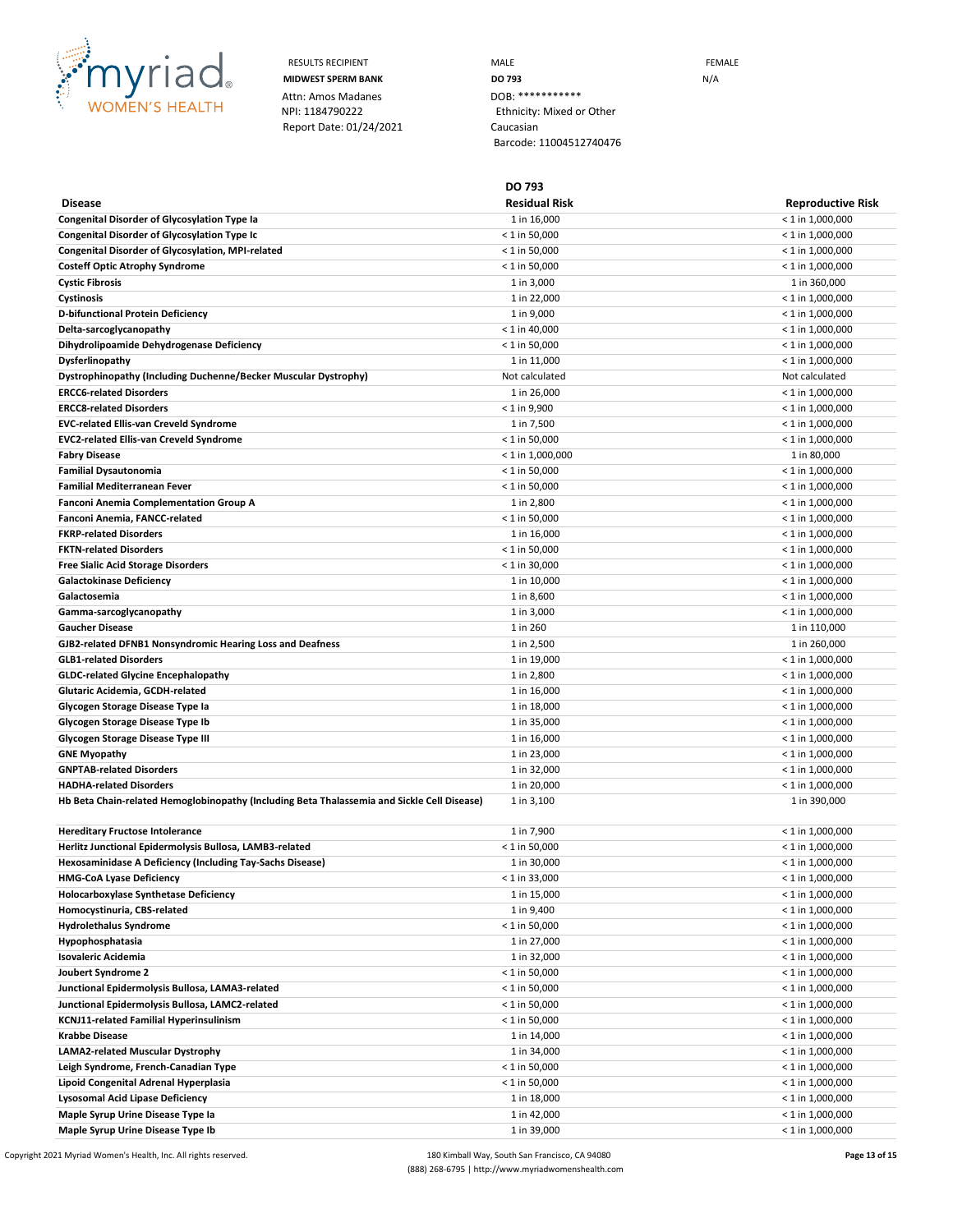| RESULTS RECIPIENT | MALE | FEMALE |
|---|---|---|
| **MIDWEST SPERM BANK** | **DO 793** | N/A |
| Attn: Amos Madanes | DOB: *********** | |
| NPI: 1184790222 | Ethnicity: Mixed or Other Caucasian | |
| Report Date: 01/24/2021 | Barcode: 11004512740476 | |

| Disease | DO 793 Residual Risk | Reproductive Risk |
|---|---|---|
| **Congenital Disorder of Glycosylation Type Ia** | 1 in 16,000 | < 1 in 1,000,000 |
| **Congenital Disorder of Glycosylation Type Ic** | < 1 in 50,000 | < 1 in 1,000,000 |
| **Congenital Disorder of Glycosylation, MPI-related** | < 1 in 50,000 | < 1 in 1,000,000 |
| **Costeff Optic Atrophy Syndrome** | < 1 in 50,000 | < 1 in 1,000,000 |
| **Cystic Fibrosis** | 1 in 3,000 | 1 in 360,000 |
| **Cystinosis** | 1 in 22,000 | < 1 in 1,000,000 |
| **D-bifunctional Protein Deficiency** | 1 in 9,000 | < 1 in 1,000,000 |
| **Delta-sarcoglycanopathy** | < 1 in 40,000 | < 1 in 1,000,000 |
| **Dihydrolipoamide Dehydrogenase Deficiency** | < 1 in 50,000 | < 1 in 1,000,000 |
| **Dysferlinopathy** | 1 in 11,000 | < 1 in 1,000,000 |
| **Dystrophinopathy (Including Duchenne/Becker Muscular Dystrophy)** | Not calculated | Not calculated |
| **ERCC6-related Disorders** | 1 in 26,000 | < 1 in 1,000,000 |
| **ERCC8-related Disorders** | < 1 in 9,900 | < 1 in 1,000,000 |
| **EVC-related Ellis-van Creveld Syndrome** | 1 in 7,500 | < 1 in 1,000,000 |
| **EVC2-related Ellis-van Creveld Syndrome** | < 1 in 50,000 | < 1 in 1,000,000 |
| **Fabry Disease** | < 1 in 1,000,000 | 1 in 80,000 |
| **Familial Dysautonomia** | < 1 in 50,000 | < 1 in 1,000,000 |
| **Familial Mediterranean Fever** | < 1 in 50,000 | < 1 in 1,000,000 |
| **Fanconi Anemia Complementation Group A** | 1 in 2,800 | < 1 in 1,000,000 |
| **Fanconi Anemia, FANCC-related** | < 1 in 50,000 | < 1 in 1,000,000 |
| **FKRP-related Disorders** | 1 in 16,000 | < 1 in 1,000,000 |
| **FKTN-related Disorders** | < 1 in 50,000 | < 1 in 1,000,000 |
| **Free Sialic Acid Storage Disorders** | < 1 in 30,000 | < 1 in 1,000,000 |
| **Galactokinase Deficiency** | 1 in 10,000 | < 1 in 1,000,000 |
| **Galactosemia** | 1 in 8,600 | < 1 in 1,000,000 |
| **Gamma-sarcoglycanopathy** | 1 in 3,000 | < 1 in 1,000,000 |
| **Gaucher Disease** | 1 in 260 | 1 in 110,000 |
| **GJB2-related DFNB1 Nonsyndromic Hearing Loss and Deafness** | 1 in 2,500 | 1 in 260,000 |
| **GLB1-related Disorders** | 1 in 19,000 | < 1 in 1,000,000 |
| **GLDC-related Glycine Encephalopathy** | 1 in 2,800 | < 1 in 1,000,000 |
| **Glutaric Acidemia, GCDH-related** | 1 in 16,000 | < 1 in 1,000,000 |
| **Glycogen Storage Disease Type Ia** | 1 in 18,000 | < 1 in 1,000,000 |
| **Glycogen Storage Disease Type Ib** | 1 in 35,000 | < 1 in 1,000,000 |
| **Glycogen Storage Disease Type III** | 1 in 16,000 | < 1 in 1,000,000 |
| **GNE Myopathy** | 1 in 23,000 | < 1 in 1,000,000 |
| **GNPTAB-related Disorders** | 1 in 32,000 | < 1 in 1,000,000 |
| **HADHA-related Disorders** | 1 in 20,000 | < 1 in 1,000,000 |
| **Hb Beta Chain-related Hemoglobinopathy (Including Beta Thalassemia and Sickle Cell Disease)** | 1 in 3,100 | 1 in 390,000 |
| **Hereditary Fructose Intolerance** | 1 in 7,900 | < 1 in 1,000,000 |
| **Herlitz Junctional Epidermolysis Bullosa, LAMB3-related** | < 1 in 50,000 | < 1 in 1,000,000 |
| **Hexosaminidase A Deficiency (Including Tay-Sachs Disease)** | 1 in 30,000 | < 1 in 1,000,000 |
| **HMG-CoA Lyase Deficiency** | < 1 in 33,000 | < 1 in 1,000,000 |
| **Holocarboxylase Synthetase Deficiency** | 1 in 15,000 | < 1 in 1,000,000 |
| **Homocystinuria, CBS-related** | 1 in 9,400 | < 1 in 1,000,000 |
| **Hydrolethalus Syndrome** | < 1 in 50,000 | < 1 in 1,000,000 |
| **Hypophosphatasia** | 1 in 27,000 | < 1 in 1,000,000 |
| **Isovaleric Acidemia** | 1 in 32,000 | < 1 in 1,000,000 |
| **Joubert Syndrome 2** | < 1 in 50,000 | < 1 in 1,000,000 |
| **Junctional Epidermolysis Bullosa, LAMA3-related** | < 1 in 50,000 | < 1 in 1,000,000 |
| **Junctional Epidermolysis Bullosa, LAMC2-related** | < 1 in 50,000 | < 1 in 1,000,000 |
| **KCNJ11-related Familial Hyperinsulinism** | < 1 in 50,000 | < 1 in 1,000,000 |
| **Krabbe Disease** | 1 in 14,000 | < 1 in 1,000,000 |
| **LAMA2-related Muscular Dystrophy** | 1 in 34,000 | < 1 in 1,000,000 |
| **Leigh Syndrome, French-Canadian Type** | < 1 in 50,000 | < 1 in 1,000,000 |
| **Lipoid Congenital Adrenal Hyperplasia** | < 1 in 50,000 | < 1 in 1,000,000 |
| **Lysosomal Acid Lipase Deficiency** | 1 in 18,000 | < 1 in 1,000,000 |
| **Maple Syrup Urine Disease Type Ia** | 1 in 42,000 | < 1 in 1,000,000 |
| **Maple Syrup Urine Disease Type Ib** | 1 in 39,000 | < 1 in 1,000,000 |

Copyright 2021 Myriad Women's Health, Inc. All rights reserved.

180 Kimball Way, South San Francisco, CA 94080
(888) 268-6795 | http://www.myriadwomenshealth.com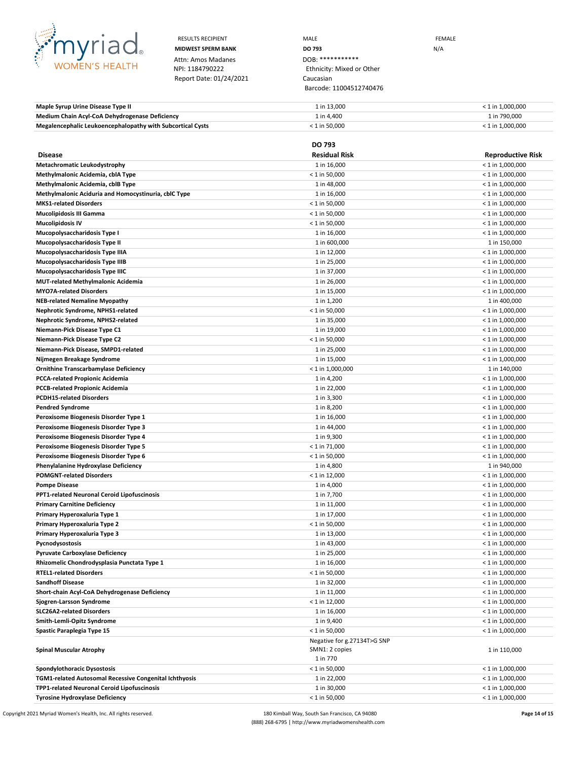| RESULTS RECIPIENT | MALE | FEMALE |
|---|---|---|
| **MIDWEST SPERM BANK** | **DO 793** | N/A |
| Attn: Amos Madanes | DOB: *********** | |
| NPI: 1184790222 | Ethnicity: Mixed or Other Caucasian | |
| Report Date: 01/24/2021 | Barcode: 11004512740476 | |

| Disease | DO 793 Residual Risk | Reproductive Risk |
|---|---|---|
| **Maple Syrup Urine Disease Type II** | 1 in 13,000 | < 1 in 1,000,000 |
| **Medium Chain Acyl-CoA Dehydrogenase Deficiency** | 1 in 4,400 | 1 in 790,000 |
| **Megalencephalic Leukoencephalopathy with Subcortical Cysts** | < 1 in 50,000 | < 1 in 1,000,000 |
| **Metachromatic Leukodystrophy** | 1 in 16,000 | < 1 in 1,000,000 |
| **Methylmalonic Acidemia, cblA Type** | < 1 in 50,000 | < 1 in 1,000,000 |
| **Methylmalonic Acidemia, cblB Type** | 1 in 48,000 | < 1 in 1,000,000 |
| **Methylmalonic Aciduria and Homocystinuria, cblC Type** | 1 in 16,000 | < 1 in 1,000,000 |
| **MKS1-related Disorders** | < 1 in 50,000 | < 1 in 1,000,000 |
| **Mucolipidosis III Gamma** | < 1 in 50,000 | < 1 in 1,000,000 |
| **Mucolipidosis IV** | < 1 in 50,000 | < 1 in 1,000,000 |
| **Mucopolysaccharidosis Type I** | 1 in 16,000 | < 1 in 1,000,000 |
| **Mucopolysaccharidosis Type II** | 1 in 600,000 | 1 in 150,000 |
| **Mucopolysaccharidosis Type IIIA** | 1 in 12,000 | < 1 in 1,000,000 |
| **Mucopolysaccharidosis Type IIIB** | 1 in 25,000 | < 1 in 1,000,000 |
| **Mucopolysaccharidosis Type IIIC** | 1 in 37,000 | < 1 in 1,000,000 |
| **MUT-related Methylmalonic Acidemia** | 1 in 26,000 | < 1 in 1,000,000 |
| **MYO7A-related Disorders** | 1 in 15,000 | < 1 in 1,000,000 |
| **NEB-related Nemaline Myopathy** | 1 in 1,200 | 1 in 400,000 |
| **Nephrotic Syndrome, NPHS1-related** | < 1 in 50,000 | < 1 in 1,000,000 |
| **Nephrotic Syndrome, NPHS2-related** | 1 in 35,000 | < 1 in 1,000,000 |
| **Niemann-Pick Disease Type C1** | 1 in 19,000 | < 1 in 1,000,000 |
| **Niemann-Pick Disease Type C2** | < 1 in 50,000 | < 1 in 1,000,000 |
| **Niemann-Pick Disease, SMPD1-related** | 1 in 25,000 | < 1 in 1,000,000 |
| **Nijmegen Breakage Syndrome** | 1 in 15,000 | < 1 in 1,000,000 |
| **Ornithine Transcarbamylase Deficiency** | < 1 in 1,000,000 | 1 in 140,000 |
| **PCCA-related Propionic Acidemia** | 1 in 4,200 | < 1 in 1,000,000 |
| **PCCB-related Propionic Acidemia** | 1 in 22,000 | < 1 in 1,000,000 |
| **PCDH15-related Disorders** | 1 in 3,300 | < 1 in 1,000,000 |
| **Pendred Syndrome** | 1 in 8,200 | < 1 in 1,000,000 |
| **Peroxisome Biogenesis Disorder Type 1** | 1 in 16,000 | < 1 in 1,000,000 |
| **Peroxisome Biogenesis Disorder Type 3** | 1 in 44,000 | < 1 in 1,000,000 |
| **Peroxisome Biogenesis Disorder Type 4** | 1 in 9,300 | < 1 in 1,000,000 |
| **Peroxisome Biogenesis Disorder Type 5** | < 1 in 71,000 | < 1 in 1,000,000 |
| **Peroxisome Biogenesis Disorder Type 6** | < 1 in 50,000 | < 1 in 1,000,000 |
| **Phenylalanine Hydroxylase Deficiency** | 1 in 4,800 | 1 in 940,000 |
| **POMGNT-related Disorders** | < 1 in 12,000 | < 1 in 1,000,000 |
| **Pompe Disease** | 1 in 4,000 | < 1 in 1,000,000 |
| **PPT1-related Neuronal Ceroid Lipofuscinosis** | 1 in 7,700 | < 1 in 1,000,000 |
| **Primary Carnitine Deficiency** | 1 in 11,000 | < 1 in 1,000,000 |
| **Primary Hyperoxaluria Type 1** | 1 in 17,000 | < 1 in 1,000,000 |
| **Primary Hyperoxaluria Type 2** | < 1 in 50,000 | < 1 in 1,000,000 |
| **Primary Hyperoxaluria Type 3** | 1 in 13,000 | < 1 in 1,000,000 |
| **Pycnodysostosis** | 1 in 43,000 | < 1 in 1,000,000 |
| **Pyruvate Carboxylase Deficiency** | 1 in 25,000 | < 1 in 1,000,000 |
| **Rhizomelic Chondrodysplasia Punctata Type 1** | 1 in 16,000 | < 1 in 1,000,000 |
| **RTEL1-related Disorders** | < 1 in 50,000 | < 1 in 1,000,000 |
| **Sandhoff Disease** | 1 in 32,000 | < 1 in 1,000,000 |
| **Short-chain Acyl-CoA Dehydrogenase Deficiency** | 1 in 11,000 | < 1 in 1,000,000 |
| **Sjogren-Larsson Syndrome** | < 1 in 12,000 | < 1 in 1,000,000 |
| **SLC26A2-related Disorders** | 1 in 16,000 | < 1 in 1,000,000 |
| **Smith-Lemli-Opitz Syndrome** | 1 in 9,400 | < 1 in 1,000,000 |
| **Spastic Paraplegia Type 15** | < 1 in 50,000 | < 1 in 1,000,000 |
| **Spinal Muscular Atrophy** | Negative for g.27134T>G SNP<br>SMN1: 2 copies<br>1 in 770 | 1 in 110,000 |
| **Spondylothoracic Dysostosis** | < 1 in 50,000 | < 1 in 1,000,000 |
| **TGM1-related Autosomal Recessive Congenital Ichthyosis** | 1 in 22,000 | < 1 in 1,000,000 |
| **TPP1-related Neuronal Ceroid Lipofuscinosis** | 1 in 30,000 | < 1 in 1,000,000 |
| **Tyrosine Hydroxylase Deficiency** | < 1 in 50,000 | < 1 in 1,000,000 |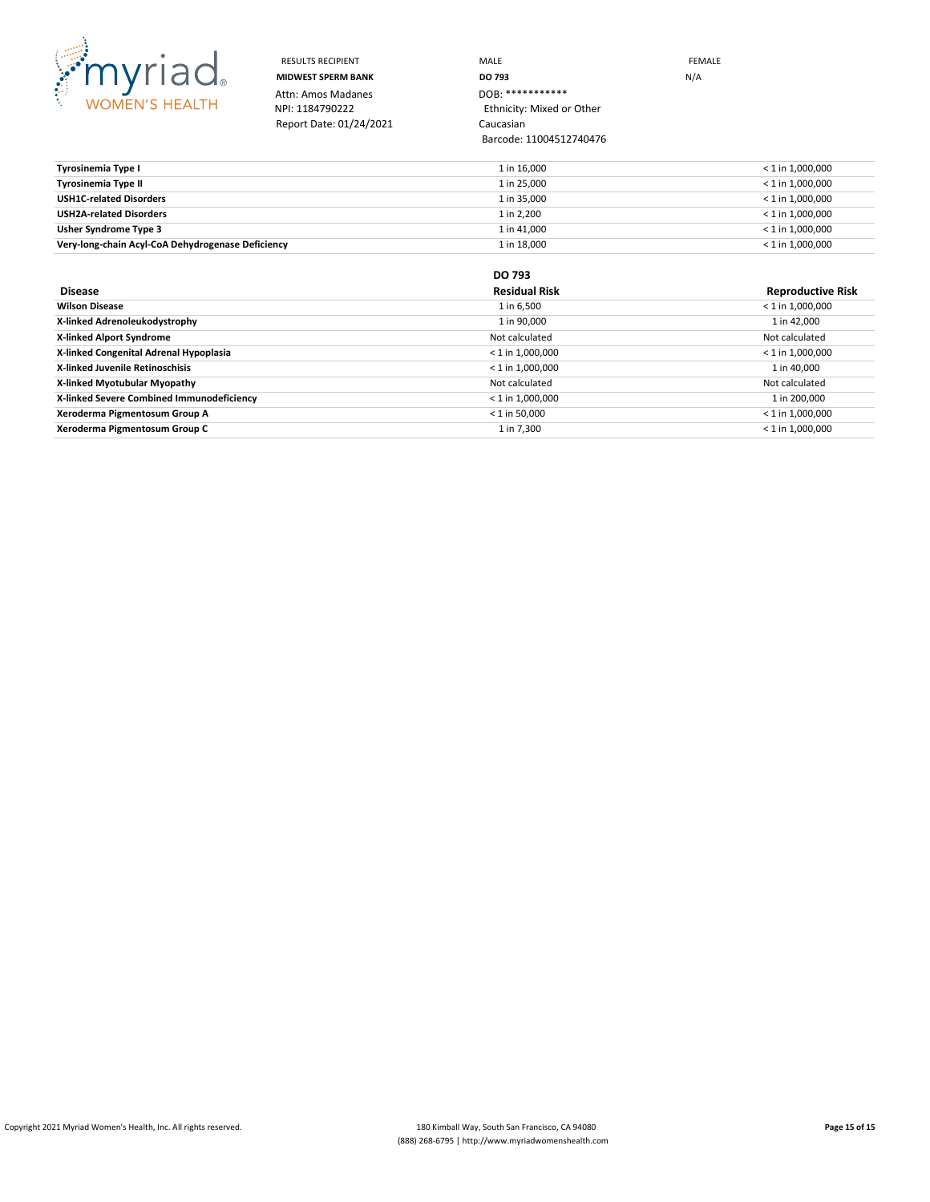RESULTS RECIPIENT
**MIDWEST SPERM BANK**
Attn: Amos Madanes
NPI: 1184790222
Report Date: 01/24/2021

MALE
**DO 793**
DOB: ***********
Ethnicity: Mixed or Other Caucasian
Barcode: 11004512740476

FEMALE
N/A

| | | |
|---|---|---|
| **Tyrosinemia Type I** | 1 in 16,000 | < 1 in 1,000,000 |
| **Tyrosinemia Type II** | 1 in 25,000 | < 1 in 1,000,000 |
| **USH1C-related Disorders** | 1 in 35,000 | < 1 in 1,000,000 |
| **USH2A-related Disorders** | 1 in 2,200 | < 1 in 1,000,000 |
| **Usher Syndrome Type 3** | 1 in 41,000 | < 1 in 1,000,000 |
| **Very-long-chain Acyl-CoA Dehydrogenase Deficiency** | 1 in 18,000 | < 1 in 1,000,000 |

| | DO 793 | |
|---|---|---|
| **Disease** | **Residual Risk** | **Reproductive Risk** |
| **Wilson Disease** | 1 in 6,500 | < 1 in 1,000,000 |
| **X-linked Adrenoleukodystrophy** | 1 in 90,000 | 1 in 42,000 |
| **X-linked Alport Syndrome** | Not calculated | Not calculated |
| **X-linked Congenital Adrenal Hypoplasia** | < 1 in 1,000,000 | < 1 in 1,000,000 |
| **X-linked Juvenile Retinoschisis** | < 1 in 1,000,000 | 1 in 40,000 |
| **X-linked Myotubular Myopathy** | Not calculated | Not calculated |
| **X-linked Severe Combined Immunodeficiency** | < 1 in 1,000,000 | 1 in 200,000 |
| **Xeroderma Pigmentosum Group A** | < 1 in 50,000 | < 1 in 1,000,000 |
| **Xeroderma Pigmentosum Group C** | 1 in 7,300 | < 1 in 1,000,000 |

Copyright 2021 Myriad Women's Health, Inc. All rights reserved.

180 Kimball Way, South San Francisco, CA 94080
(888) 268-6795 | http://www.myriadwomenshealth.com